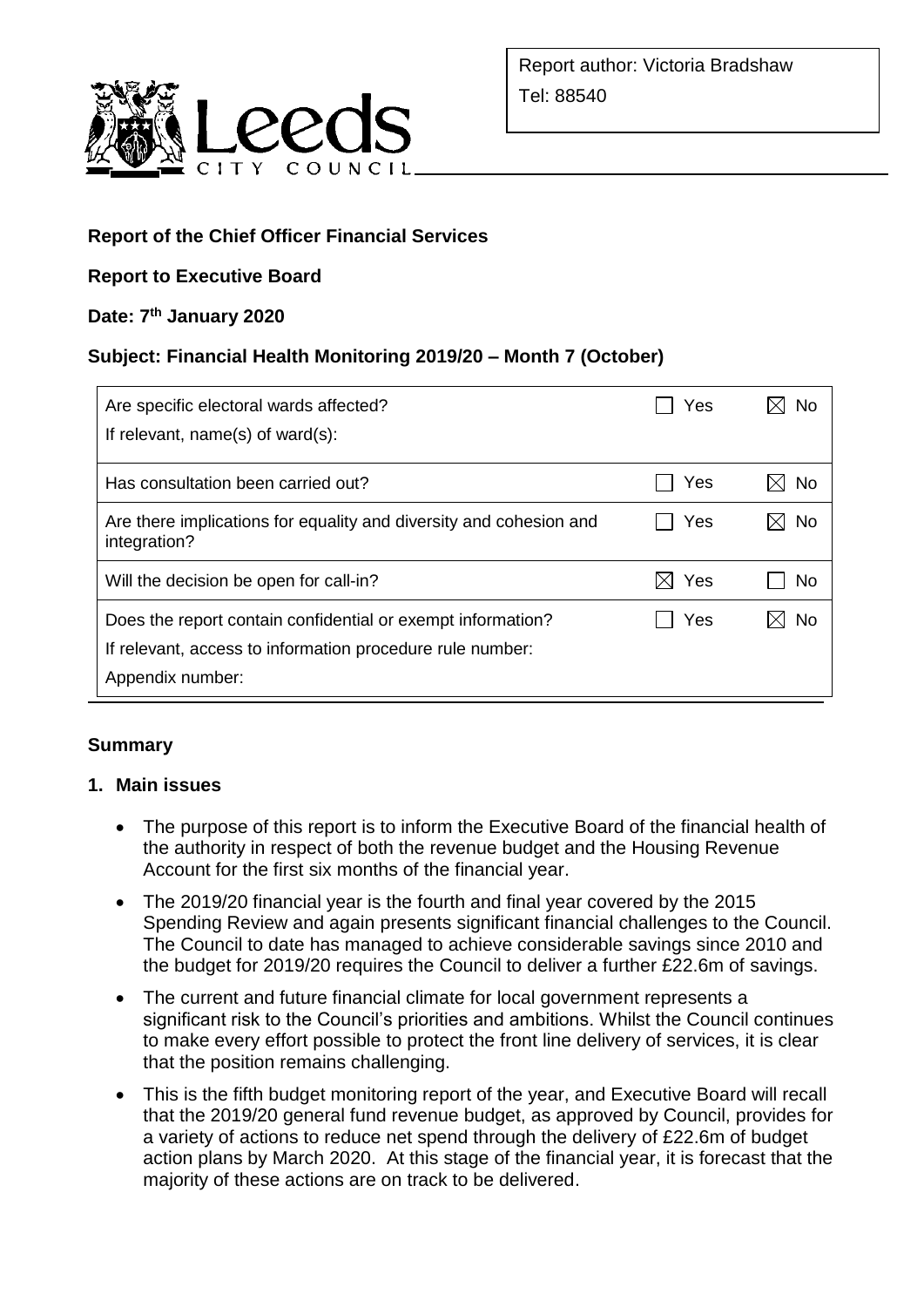Report author: Victoria Bradshaw

Tel: 88540

**Report of the Chief Officer Financial Services**

**Report to Executive Board**

**Date: 7th January 2020**

**Subject: Financial Health Monitoring 2019/20 – Month 7 (October)**

| | | |
|---|---|---|
| Are specific electoral wards affected?<br>If relevant, name(s) of ward(s): | ☐ Yes | ☒ No |
| Has consultation been carried out? | ☐ Yes | ☒ No |
| Are there implications for equality and diversity and cohesion and integration? | ☐ Yes | ☒ No |
| Will the decision be open for call-in? | ☒ Yes | ☐ No |
| Does the report contain confidential or exempt information?<br>If relevant, access to information procedure rule number:<br>Appendix number: | ☐ Yes | ☒ No |

## Summary

### 1. Main issues

- The purpose of this report is to inform the Executive Board of the financial health of the authority in respect of both the revenue budget and the Housing Revenue Account for the first six months of the financial year.
- The 2019/20 financial year is the fourth and final year covered by the 2015 Spending Review and again presents significant financial challenges to the Council. The Council to date has managed to achieve considerable savings since 2010 and the budget for 2019/20 requires the Council to deliver a further £22.6m of savings.
- The current and future financial climate for local government represents a significant risk to the Council's priorities and ambitions. Whilst the Council continues to make every effort possible to protect the front line delivery of services, it is clear that the position remains challenging.
- This is the fifth budget monitoring report of the year, and Executive Board will recall that the 2019/20 general fund revenue budget, as approved by Council, provides for a variety of actions to reduce net spend through the delivery of £22.6m of budget action plans by March 2020. At this stage of the financial year, it is forecast that the majority of these actions are on track to be delivered.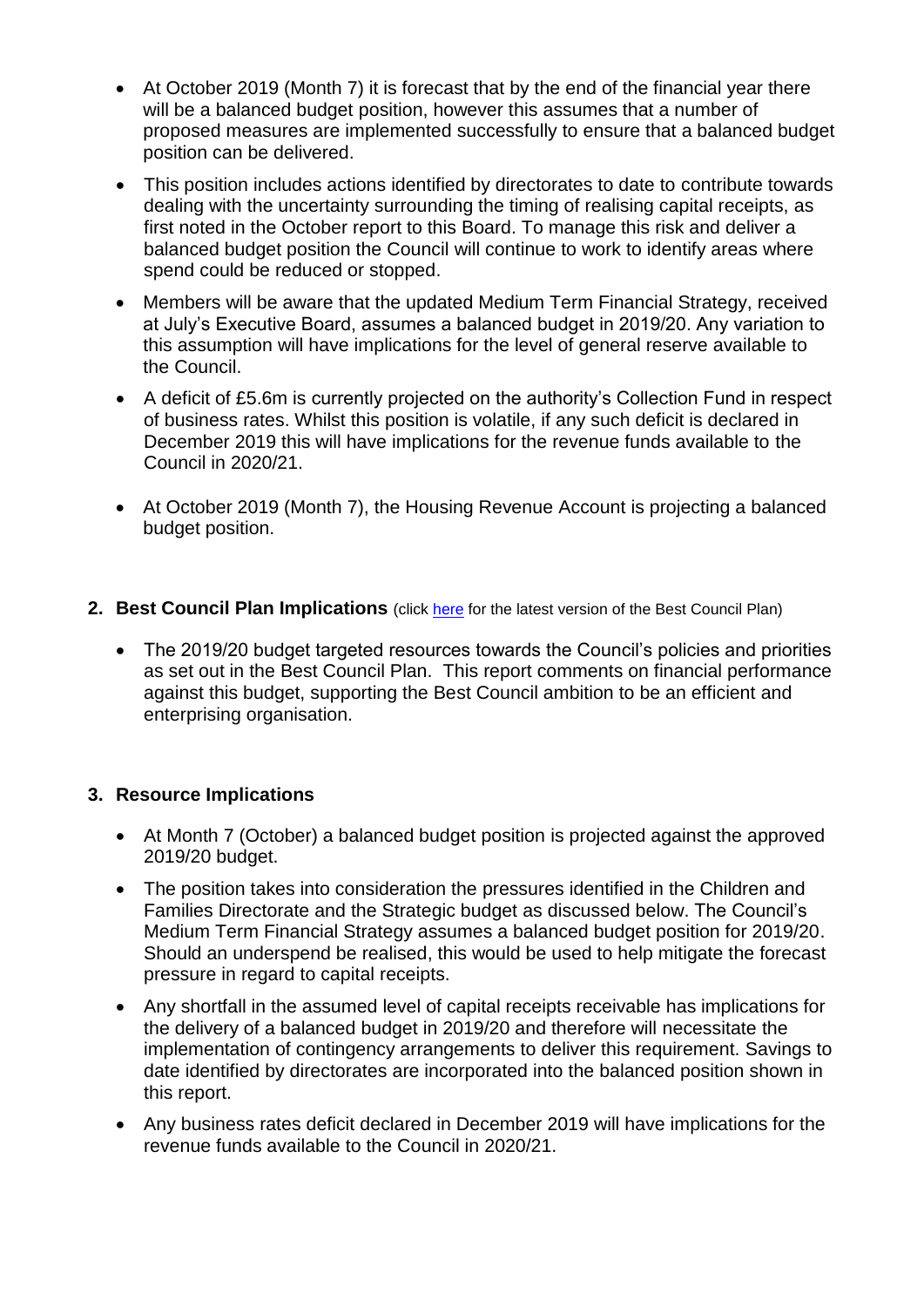- At October 2019 (Month 7) it is forecast that by the end of the financial year there will be a balanced budget position, however this assumes that a number of proposed measures are implemented successfully to ensure that a balanced budget position can be delivered.
- This position includes actions identified by directorates to date to contribute towards dealing with the uncertainty surrounding the timing of realising capital receipts, as first noted in the October report to this Board. To manage this risk and deliver a balanced budget position the Council will continue to work to identify areas where spend could be reduced or stopped.
- Members will be aware that the updated Medium Term Financial Strategy, received at July's Executive Board, assumes a balanced budget in 2019/20. Any variation to this assumption will have implications for the level of general reserve available to the Council.
- A deficit of £5.6m is currently projected on the authority's Collection Fund in respect of business rates. Whilst this position is volatile, if any such deficit is declared in December 2019 this will have implications for the revenue funds available to the Council in 2020/21.
- At October 2019 (Month 7), the Housing Revenue Account is projecting a balanced budget position.

## 2. Best Council Plan Implications (click here for the latest version of the Best Council Plan)

- The 2019/20 budget targeted resources towards the Council's policies and priorities as set out in the Best Council Plan. This report comments on financial performance against this budget, supporting the Best Council ambition to be an efficient and enterprising organisation.

## 3. Resource Implications

- At Month 7 (October) a balanced budget position is projected against the approved 2019/20 budget.
- The position takes into consideration the pressures identified in the Children and Families Directorate and the Strategic budget as discussed below. The Council's Medium Term Financial Strategy assumes a balanced budget position for 2019/20. Should an underspend be realised, this would be used to help mitigate the forecast pressure in regard to capital receipts.
- Any shortfall in the assumed level of capital receipts receivable has implications for the delivery of a balanced budget in 2019/20 and therefore will necessitate the implementation of contingency arrangements to deliver this requirement. Savings to date identified by directorates are incorporated into the balanced position shown in this report.
- Any business rates deficit declared in December 2019 will have implications for the revenue funds available to the Council in 2020/21.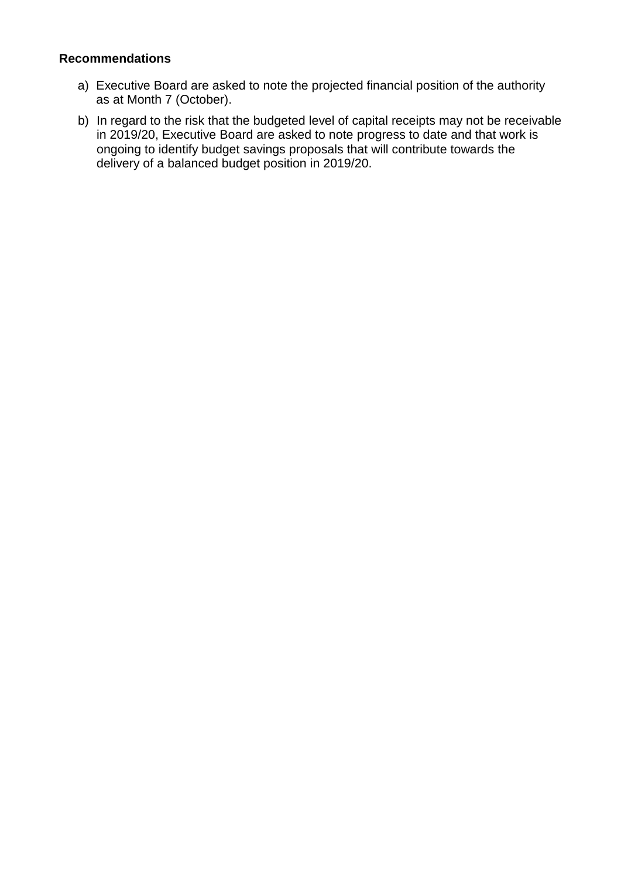**Recommendations**

a) Executive Board are asked to note the projected financial position of the authority as at Month 7 (October).

b) In regard to the risk that the budgeted level of capital receipts may not be receivable in 2019/20, Executive Board are asked to note progress to date and that work is ongoing to identify budget savings proposals that will contribute towards the delivery of a balanced budget position in 2019/20.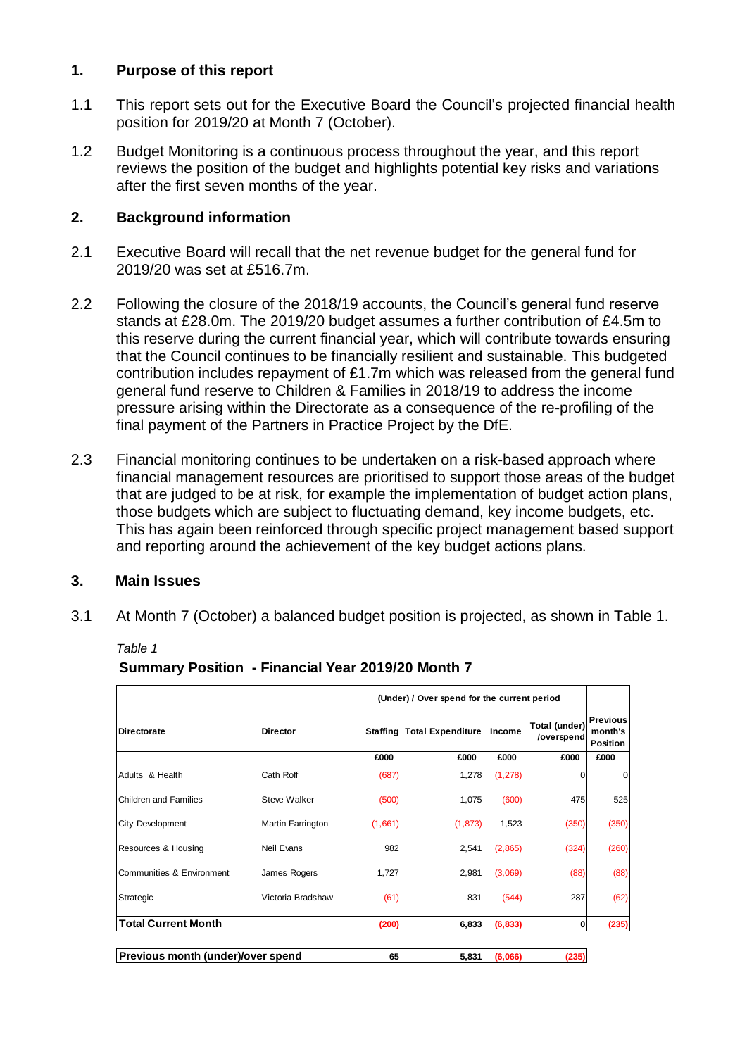## 1. Purpose of this report

1.1 This report sets out for the Executive Board the Council's projected financial health position for 2019/20 at Month 7 (October).

1.2 Budget Monitoring is a continuous process throughout the year, and this report reviews the position of the budget and highlights potential key risks and variations after the first seven months of the year.

## 2. Background information

2.1 Executive Board will recall that the net revenue budget for the general fund for 2019/20 was set at £516.7m.

2.2 Following the closure of the 2018/19 accounts, the Council's general fund reserve stands at £28.0m. The 2019/20 budget assumes a further contribution of £4.5m to this reserve during the current financial year, which will contribute towards ensuring that the Council continues to be financially resilient and sustainable. This budgeted contribution includes repayment of £1.7m which was released from the general fund general fund reserve to Children & Families in 2018/19 to address the income pressure arising within the Directorate as a consequence of the re-profiling of the final payment of the Partners in Practice Project by the DfE.

2.3 Financial monitoring continues to be undertaken on a risk-based approach where financial management resources are prioritised to support those areas of the budget that are judged to be at risk, for example the implementation of budget action plans, those budgets which are subject to fluctuating demand, key income budgets, etc. This has again been reinforced through specific project management based support and reporting around the achievement of the key budget actions plans.

## 3. Main Issues

3.1 At Month 7 (October) a balanced budget position is projected, as shown in Table 1.

*Table 1*

**Summary Position - Financial Year 2019/20 Month 7**

| | | (Under) / Over spend for the current period | | | | |
|---|---|---|---|---|---|---|
| **Directorate** | **Director** | **Staffing** | **Total Expenditure** | **Income** | **Total (under) /overspend** | **Previous month's Position** |
| | | £000 | £000 | £000 | £000 | £000 |
| Adults & Health | Cath Roff | (687) | 1,278 | (1,278) | 0 | 0 |
| Children and Families | Steve Walker | (500) | 1,075 | (600) | 475 | 525 |
| City Development | Martin Farrington | (1,661) | (1,873) | 1,523 | (350) | (350) |
| Resources & Housing | Neil Evans | 982 | 2,541 | (2,865) | (324) | (260) |
| Communities & Environment | James Rogers | 1,727 | 2,981 | (3,069) | (88) | (88) |
| Strategic | Victoria Bradshaw | (61) | 831 | (544) | 287 | (62) |
| **Total Current Month** | | **(200)** | **6,833** | **(6,833)** | **0** | **(235)** |
| | | | | | | |
| **Previous month (under)/over spend** | | **65** | **5,831** | **(6,066)** | **(235)** | |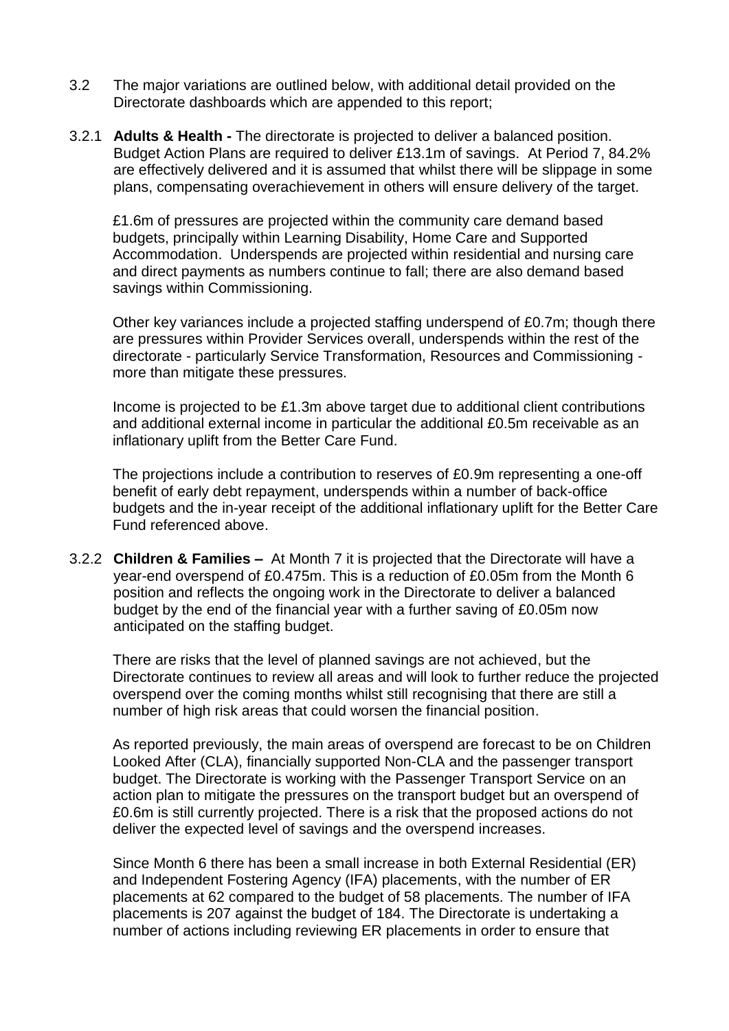3.2 The major variations are outlined below, with additional detail provided on the Directorate dashboards which are appended to this report;

3.2.1 **Adults & Health -** The directorate is projected to deliver a balanced position. Budget Action Plans are required to deliver £13.1m of savings. At Period 7, 84.2% are effectively delivered and it is assumed that whilst there will be slippage in some plans, compensating overachievement in others will ensure delivery of the target.

£1.6m of pressures are projected within the community care demand based budgets, principally within Learning Disability, Home Care and Supported Accommodation. Underspends are projected within residential and nursing care and direct payments as numbers continue to fall; there are also demand based savings within Commissioning.

Other key variances include a projected staffing underspend of £0.7m; though there are pressures within Provider Services overall, underspends within the rest of the directorate - particularly Service Transformation, Resources and Commissioning - more than mitigate these pressures.

Income is projected to be £1.3m above target due to additional client contributions and additional external income in particular the additional £0.5m receivable as an inflationary uplift from the Better Care Fund.

The projections include a contribution to reserves of £0.9m representing a one-off benefit of early debt repayment, underspends within a number of back-office budgets and the in-year receipt of the additional inflationary uplift for the Better Care Fund referenced above.

3.2.2 **Children & Families –** At Month 7 it is projected that the Directorate will have a year-end overspend of £0.475m. This is a reduction of £0.05m from the Month 6 position and reflects the ongoing work in the Directorate to deliver a balanced budget by the end of the financial year with a further saving of £0.05m now anticipated on the staffing budget.

There are risks that the level of planned savings are not achieved, but the Directorate continues to review all areas and will look to further reduce the projected overspend over the coming months whilst still recognising that there are still a number of high risk areas that could worsen the financial position.

As reported previously, the main areas of overspend are forecast to be on Children Looked After (CLA), financially supported Non-CLA and the passenger transport budget. The Directorate is working with the Passenger Transport Service on an action plan to mitigate the pressures on the transport budget but an overspend of £0.6m is still currently projected. There is a risk that the proposed actions do not deliver the expected level of savings and the overspend increases.

Since Month 6 there has been a small increase in both External Residential (ER) and Independent Fostering Agency (IFA) placements, with the number of ER placements at 62 compared to the budget of 58 placements. The number of IFA placements is 207 against the budget of 184. The Directorate is undertaking a number of actions including reviewing ER placements in order to ensure that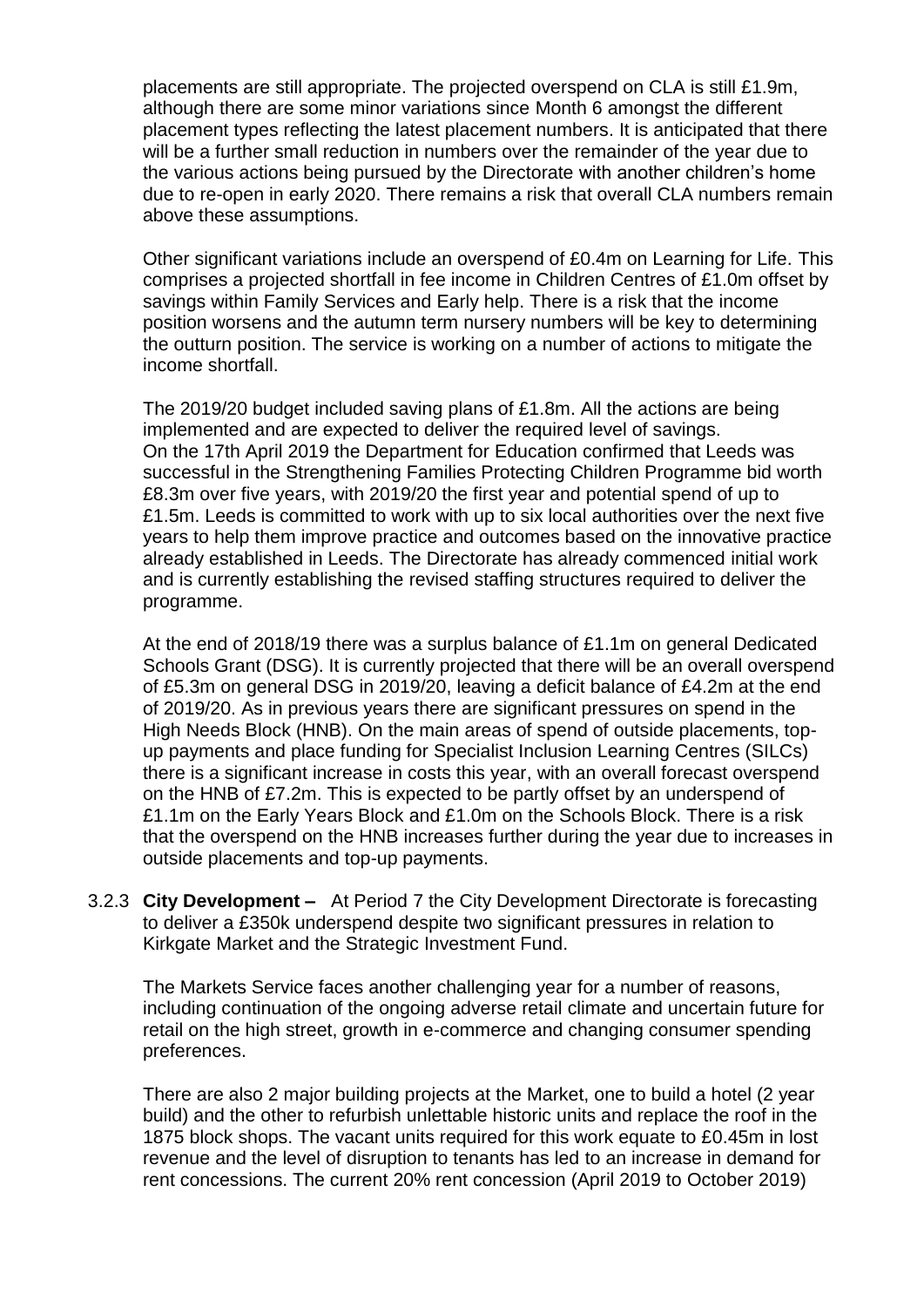placements are still appropriate. The projected overspend on CLA is still £1.9m, although there are some minor variations since Month 6 amongst the different placement types reflecting the latest placement numbers. It is anticipated that there will be a further small reduction in numbers over the remainder of the year due to the various actions being pursued by the Directorate with another children's home due to re-open in early 2020. There remains a risk that overall CLA numbers remain above these assumptions.

Other significant variations include an overspend of £0.4m on Learning for Life. This comprises a projected shortfall in fee income in Children Centres of £1.0m offset by savings within Family Services and Early help. There is a risk that the income position worsens and the autumn term nursery numbers will be key to determining the outturn position. The service is working on a number of actions to mitigate the income shortfall.

The 2019/20 budget included saving plans of £1.8m. All the actions are being implemented and are expected to deliver the required level of savings.
On the 17th April 2019 the Department for Education confirmed that Leeds was successful in the Strengthening Families Protecting Children Programme bid worth £8.3m over five years, with 2019/20 the first year and potential spend of up to £1.5m. Leeds is committed to work with up to six local authorities over the next five years to help them improve practice and outcomes based on the innovative practice already established in Leeds. The Directorate has already commenced initial work and is currently establishing the revised staffing structures required to deliver the programme.

At the end of 2018/19 there was a surplus balance of £1.1m on general Dedicated Schools Grant (DSG). It is currently projected that there will be an overall overspend of £5.3m on general DSG in 2019/20, leaving a deficit balance of £4.2m at the end of 2019/20. As in previous years there are significant pressures on spend in the High Needs Block (HNB). On the main areas of spend of outside placements, top-up payments and place funding for Specialist Inclusion Learning Centres (SILCs) there is a significant increase in costs this year, with an overall forecast overspend on the HNB of £7.2m. This is expected to be partly offset by an underspend of £1.1m on the Early Years Block and £1.0m on the Schools Block. There is a risk that the overspend on the HNB increases further during the year due to increases in outside placements and top-up payments.

3.2.3 **City Development –** At Period 7 the City Development Directorate is forecasting to deliver a £350k underspend despite two significant pressures in relation to Kirkgate Market and the Strategic Investment Fund.

The Markets Service faces another challenging year for a number of reasons, including continuation of the ongoing adverse retail climate and uncertain future for retail on the high street, growth in e-commerce and changing consumer spending preferences.

There are also 2 major building projects at the Market, one to build a hotel (2 year build) and the other to refurbish unlettable historic units and replace the roof in the 1875 block shops. The vacant units required for this work equate to £0.45m in lost revenue and the level of disruption to tenants has led to an increase in demand for rent concessions. The current 20% rent concession (April 2019 to October 2019)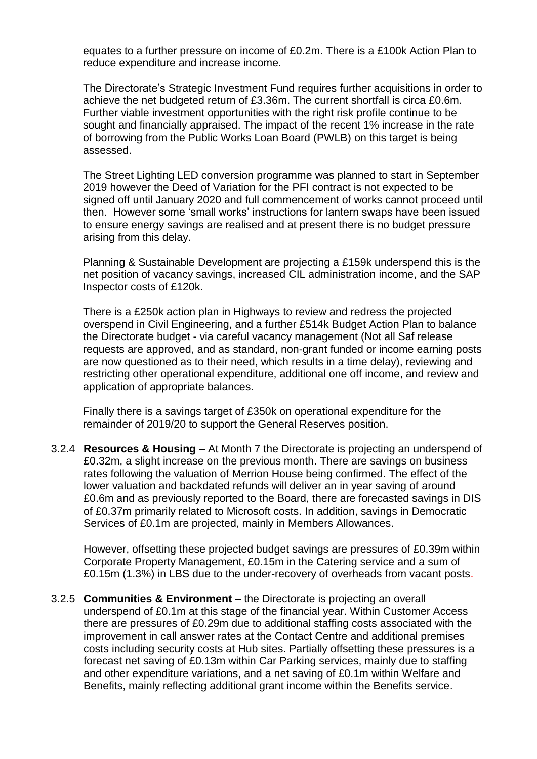equates to a further pressure on income of £0.2m. There is a £100k Action Plan to reduce expenditure and increase income.

The Directorate's Strategic Investment Fund requires further acquisitions in order to achieve the net budgeted return of £3.36m. The current shortfall is circa £0.6m. Further viable investment opportunities with the right risk profile continue to be sought and financially appraised. The impact of the recent 1% increase in the rate of borrowing from the Public Works Loan Board (PWLB) on this target is being assessed.

The Street Lighting LED conversion programme was planned to start in September 2019 however the Deed of Variation for the PFI contract is not expected to be signed off until January 2020 and full commencement of works cannot proceed until then. However some 'small works' instructions for lantern swaps have been issued to ensure energy savings are realised and at present there is no budget pressure arising from this delay.

Planning & Sustainable Development are projecting a £159k underspend this is the net position of vacancy savings, increased CIL administration income, and the SAP Inspector costs of £120k.

There is a £250k action plan in Highways to review and redress the projected overspend in Civil Engineering, and a further £514k Budget Action Plan to balance the Directorate budget - via careful vacancy management (Not all Saf release requests are approved, and as standard, non-grant funded or income earning posts are now questioned as to their need, which results in a time delay), reviewing and restricting other operational expenditure, additional one off income, and review and application of appropriate balances.

Finally there is a savings target of £350k on operational expenditure for the remainder of 2019/20 to support the General Reserves position.

3.2.4 **Resources & Housing –** At Month 7 the Directorate is projecting an underspend of £0.32m, a slight increase on the previous month. There are savings on business rates following the valuation of Merrion House being confirmed. The effect of the lower valuation and backdated refunds will deliver an in year saving of around £0.6m and as previously reported to the Board, there are forecasted savings in DIS of £0.37m primarily related to Microsoft costs. In addition, savings in Democratic Services of £0.1m are projected, mainly in Members Allowances.

However, offsetting these projected budget savings are pressures of £0.39m within Corporate Property Management, £0.15m in the Catering service and a sum of £0.15m (1.3%) in LBS due to the under-recovery of overheads from vacant posts.

3.2.5 **Communities & Environment** – the Directorate is projecting an overall underspend of £0.1m at this stage of the financial year. Within Customer Access there are pressures of £0.29m due to additional staffing costs associated with the improvement in call answer rates at the Contact Centre and additional premises costs including security costs at Hub sites. Partially offsetting these pressures is a forecast net saving of £0.13m within Car Parking services, mainly due to staffing and other expenditure variations, and a net saving of £0.1m within Welfare and Benefits, mainly reflecting additional grant income within the Benefits service.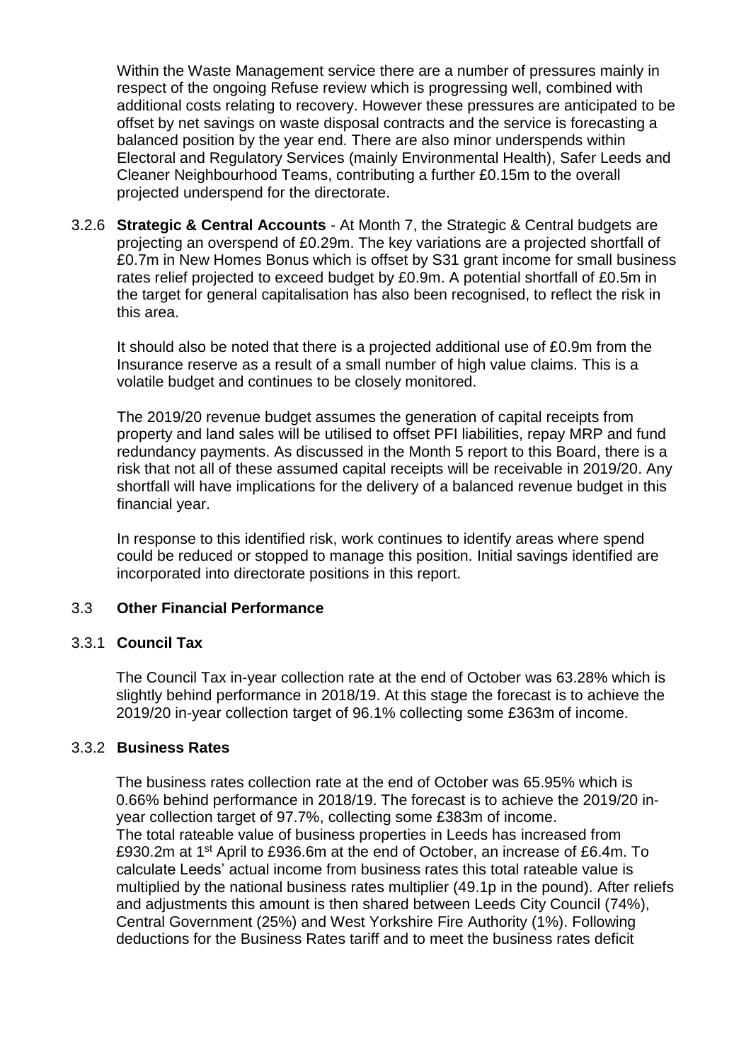Within the Waste Management service there are a number of pressures mainly in respect of the ongoing Refuse review which is progressing well, combined with additional costs relating to recovery. However these pressures are anticipated to be offset by net savings on waste disposal contracts and the service is forecasting a balanced position by the year end. There are also minor underspends within Electoral and Regulatory Services (mainly Environmental Health), Safer Leeds and Cleaner Neighbourhood Teams, contributing a further £0.15m to the overall projected underspend for the directorate.

3.2.6 **Strategic & Central Accounts** - At Month 7, the Strategic & Central budgets are projecting an overspend of £0.29m. The key variations are a projected shortfall of £0.7m in New Homes Bonus which is offset by S31 grant income for small business rates relief projected to exceed budget by £0.9m. A potential shortfall of £0.5m in the target for general capitalisation has also been recognised, to reflect the risk in this area.

It should also be noted that there is a projected additional use of £0.9m from the Insurance reserve as a result of a small number of high value claims. This is a volatile budget and continues to be closely monitored.

The 2019/20 revenue budget assumes the generation of capital receipts from property and land sales will be utilised to offset PFI liabilities, repay MRP and fund redundancy payments. As discussed in the Month 5 report to this Board, there is a risk that not all of these assumed capital receipts will be receivable in 2019/20. Any shortfall will have implications for the delivery of a balanced revenue budget in this financial year.

In response to this identified risk, work continues to identify areas where spend could be reduced or stopped to manage this position. Initial savings identified are incorporated into directorate positions in this report.

### 3.3 Other Financial Performance

#### 3.3.1 Council Tax

The Council Tax in-year collection rate at the end of October was 63.28% which is slightly behind performance in 2018/19. At this stage the forecast is to achieve the 2019/20 in-year collection target of 96.1% collecting some £363m of income.

#### 3.3.2 Business Rates

The business rates collection rate at the end of October was 65.95% which is 0.66% behind performance in 2018/19. The forecast is to achieve the 2019/20 in-year collection target of 97.7%, collecting some £383m of income.
The total rateable value of business properties in Leeds has increased from £930.2m at 1st April to £936.6m at the end of October, an increase of £6.4m. To calculate Leeds' actual income from business rates this total rateable value is multiplied by the national business rates multiplier (49.1p in the pound). After reliefs and adjustments this amount is then shared between Leeds City Council (74%), Central Government (25%) and West Yorkshire Fire Authority (1%). Following deductions for the Business Rates tariff and to meet the business rates deficit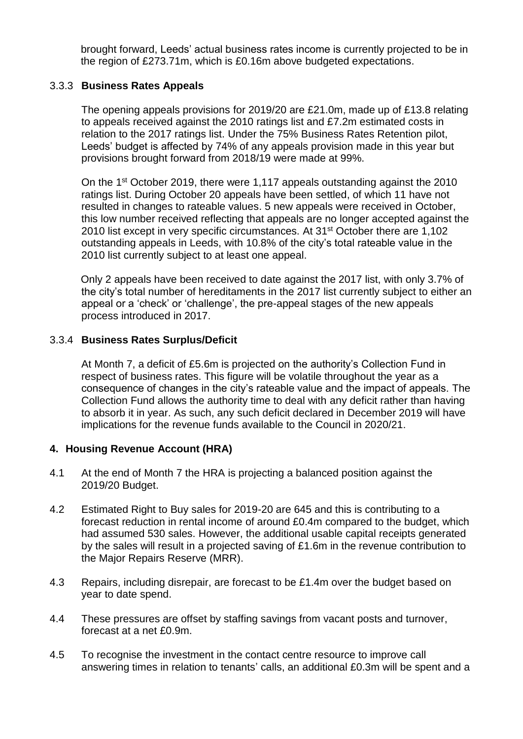brought forward, Leeds' actual business rates income is currently projected to be in the region of £273.71m, which is £0.16m above budgeted expectations.

### 3.3.3 **Business Rates Appeals**

The opening appeals provisions for 2019/20 are £21.0m, made up of £13.8 relating to appeals received against the 2010 ratings list and £7.2m estimated costs in relation to the 2017 ratings list. Under the 75% Business Rates Retention pilot, Leeds' budget is affected by 74% of any appeals provision made in this year but provisions brought forward from 2018/19 were made at 99%.

On the 1st October 2019, there were 1,117 appeals outstanding against the 2010 ratings list. During October 20 appeals have been settled, of which 11 have not resulted in changes to rateable values. 5 new appeals were received in October, this low number received reflecting that appeals are no longer accepted against the 2010 list except in very specific circumstances. At 31st October there are 1,102 outstanding appeals in Leeds, with 10.8% of the city's total rateable value in the 2010 list currently subject to at least one appeal.

Only 2 appeals have been received to date against the 2017 list, with only 3.7% of the city's total number of hereditaments in the 2017 list currently subject to either an appeal or a 'check' or 'challenge', the pre-appeal stages of the new appeals process introduced in 2017.

### 3.3.4 **Business Rates Surplus/Deficit**

At Month 7, a deficit of £5.6m is projected on the authority's Collection Fund in respect of business rates. This figure will be volatile throughout the year as a consequence of changes in the city's rateable value and the impact of appeals. The Collection Fund allows the authority time to deal with any deficit rather than having to absorb it in year. As such, any such deficit declared in December 2019 will have implications for the revenue funds available to the Council in 2020/21.

## 4. Housing Revenue Account (HRA)

4.1 At the end of Month 7 the HRA is projecting a balanced position against the 2019/20 Budget.

4.2 Estimated Right to Buy sales for 2019-20 are 645 and this is contributing to a forecast reduction in rental income of around £0.4m compared to the budget, which had assumed 530 sales. However, the additional usable capital receipts generated by the sales will result in a projected saving of £1.6m in the revenue contribution to the Major Repairs Reserve (MRR).

4.3 Repairs, including disrepair, are forecast to be £1.4m over the budget based on year to date spend.

4.4 These pressures are offset by staffing savings from vacant posts and turnover, forecast at a net £0.9m.

4.5 To recognise the investment in the contact centre resource to improve call answering times in relation to tenants' calls, an additional £0.3m will be spent and a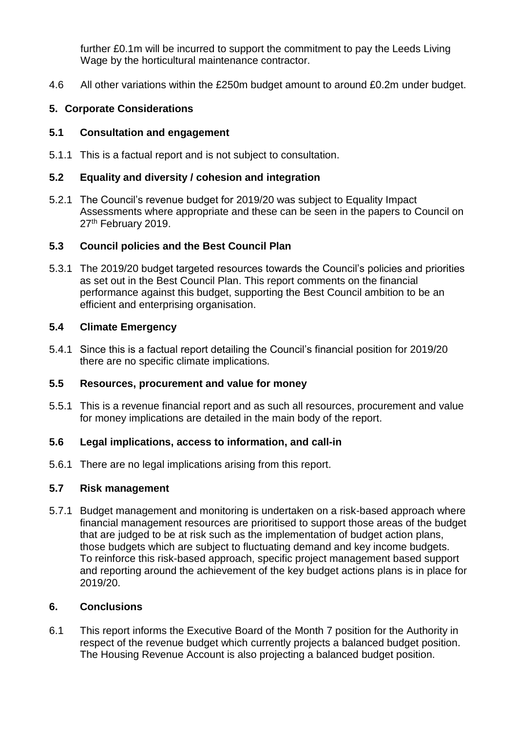further £0.1m will be incurred to support the commitment to pay the Leeds Living Wage by the horticultural maintenance contractor.

4.6 All other variations within the £250m budget amount to around £0.2m under budget.

## 5. Corporate Considerations

### 5.1 Consultation and engagement

5.1.1 This is a factual report and is not subject to consultation.

### 5.2 Equality and diversity / cohesion and integration

5.2.1 The Council's revenue budget for 2019/20 was subject to Equality Impact Assessments where appropriate and these can be seen in the papers to Council on 27th February 2019.

### 5.3 Council policies and the Best Council Plan

5.3.1 The 2019/20 budget targeted resources towards the Council's policies and priorities as set out in the Best Council Plan. This report comments on the financial performance against this budget, supporting the Best Council ambition to be an efficient and enterprising organisation.

### 5.4 Climate Emergency

5.4.1 Since this is a factual report detailing the Council's financial position for 2019/20 there are no specific climate implications.

### 5.5 Resources, procurement and value for money

5.5.1 This is a revenue financial report and as such all resources, procurement and value for money implications are detailed in the main body of the report.

### 5.6 Legal implications, access to information, and call-in

5.6.1 There are no legal implications arising from this report.

### 5.7 Risk management

5.7.1 Budget management and monitoring is undertaken on a risk-based approach where financial management resources are prioritised to support those areas of the budget that are judged to be at risk such as the implementation of budget action plans, those budgets which are subject to fluctuating demand and key income budgets. To reinforce this risk-based approach, specific project management based support and reporting around the achievement of the key budget actions plans is in place for 2019/20.

## 6. Conclusions

6.1 This report informs the Executive Board of the Month 7 position for the Authority in respect of the revenue budget which currently projects a balanced budget position. The Housing Revenue Account is also projecting a balanced budget position.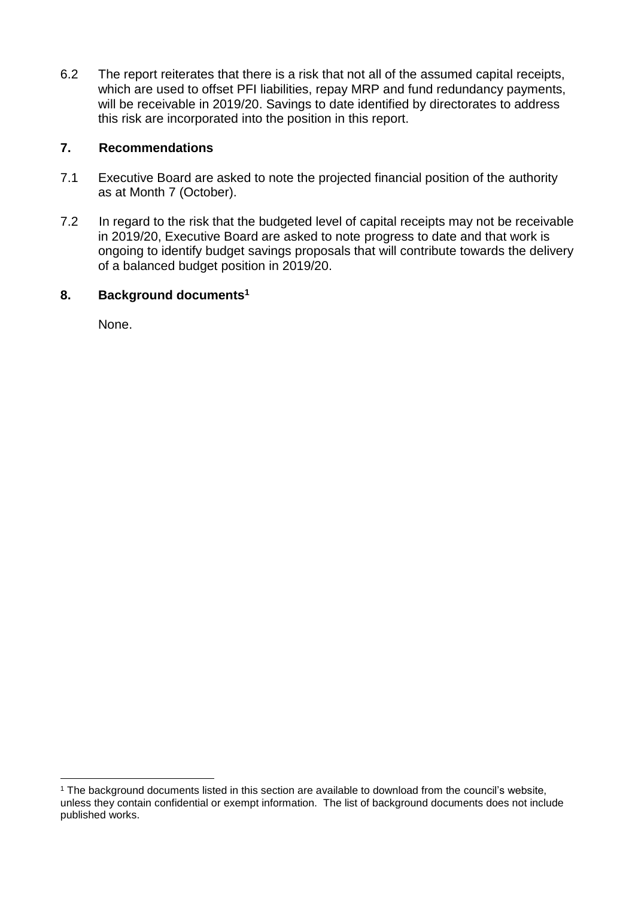6.2 The report reiterates that there is a risk that not all of the assumed capital receipts, which are used to offset PFI liabilities, repay MRP and fund redundancy payments, will be receivable in 2019/20. Savings to date identified by directorates to address this risk are incorporated into the position in this report.

## 7. Recommendations

7.1 Executive Board are asked to note the projected financial position of the authority as at Month 7 (October).

7.2 In regard to the risk that the budgeted level of capital receipts may not be receivable in 2019/20, Executive Board are asked to note progress to date and that work is ongoing to identify budget savings proposals that will contribute towards the delivery of a balanced budget position in 2019/20.

## 8. Background documents[1]

None.

---

[1] The background documents listed in this section are available to download from the council's website, unless they contain confidential or exempt information. The list of background documents does not include published works.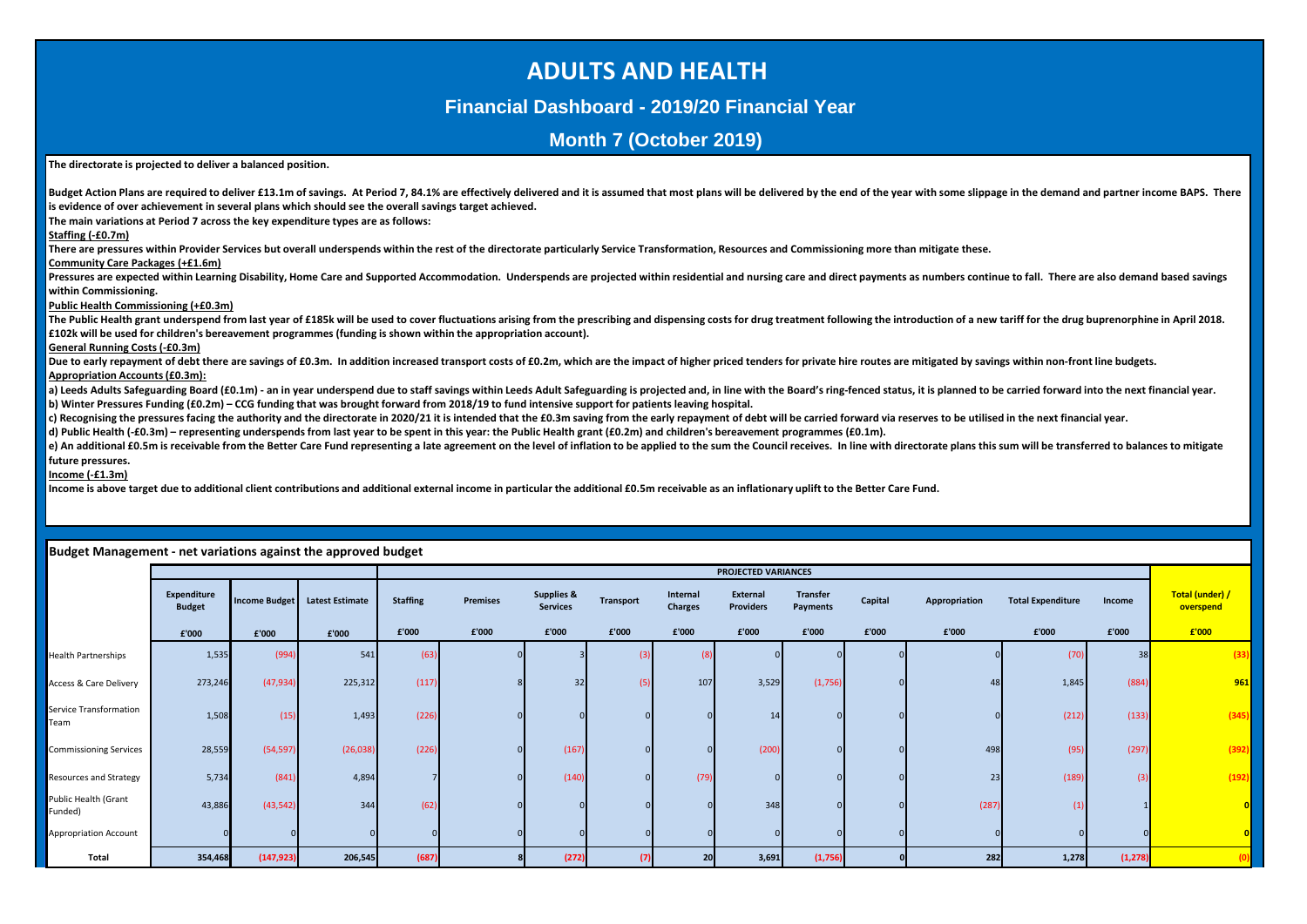# ADULTS AND HEALTH

## Financial Dashboard - 2019/20 Financial Year

## Month 7 (October 2019)

**The directorate is projected to deliver a balanced position.**

**Budget Action Plans are required to deliver £13.1m of savings. At Period 7, 84.1% are effectively delivered and it is assumed that most plans will be delivered by the end of the year with some slippage in the demand and partner income BAPS. There is evidence of over achievement in several plans which should see the overall savings target achieved.**

**The main variations at Period 7 across the key expenditure types are as follows:**

**Staffing (-£0.7m)**

**There are pressures within Provider Services but overall underspends within the rest of the directorate particularly Service Transformation, Resources and Commissioning more than mitigate these.**

**Community Care Packages (+£1.6m)**

**Pressures are expected within Learning Disability, Home Care and Supported Accommodation. Underspends are projected within residential and nursing care and direct payments as numbers continue to fall. There are also demand based savings within Commissioning.**

**Public Health Commissioning (+£0.3m)**

**The Public Health grant underspend from last year of £185k will be used to cover fluctuations arising from the prescribing and dispensing costs for drug treatment following the introduction of a new tariff for the drug buprenorphine in April 2018. £102k will be used for children's bereavement programmes (funding is shown within the appropriation account).**

**General Running Costs (-£0.3m)**

**Due to early repayment of debt there are savings of £0.3m. In addition increased transport costs of £0.2m, which are the impact of higher priced tenders for private hire routes are mitigated by savings within non-front line budgets.**

**Appropriation Accounts (£0.3m):**

**a) Leeds Adults Safeguarding Board (£0.1m) - an in year underspend due to staff savings within Leeds Adult Safeguarding is projected and, in line with the Board's ring-fenced status, it is planned to be carried forward into the next financial year.**

**b) Winter Pressures Funding (£0.2m) – CCG funding that was brought forward from 2018/19 to fund intensive support for patients leaving hospital.**

**c) Recognising the pressures facing the authority and the directorate in 2020/21 it is intended that the £0.3m saving from the early repayment of debt will be carried forward via reserves to be utilised in the next financial year.**

**d) Public Health (-£0.3m) – representing underspends from last year to be spent in this year: the Public Health grant (£0.2m) and children's bereavement programmes (£0.1m).**

**e) An additional £0.5m is receivable from the Better Care Fund representing a late agreement on the level of inflation to be applied to the sum the Council receives. In line with directorate plans this sum will be transferred to balances to mitigate future pressures.**

**Income (-£1.3m)**

**Income is above target due to additional client contributions and additional external income in particular the additional £0.5m receivable as an inflationary uplift to the Better Care Fund.**

### Budget Management - net variations against the approved budget

| | Expenditure Budget | Income Budget | Latest Estimate | PROJECTED VARIANCES | | | | | | | | | | | | Total (under) / overspend |
|---|---|---|---|---|---|---|---|---|---|---|---|---|---|---|---|---|
| | | | | Staffing | Premises | Supplies & Services | Transport | Internal Charges | External Providers | Transfer Payments | Capital | Appropriation | Total Expenditure | Income | | |
| | £'000 | £'000 | £'000 | £'000 | £'000 | £'000 | £'000 | £'000 | £'000 | £'000 | £'000 | £'000 | £'000 | £'000 | | £'000 |
| Health Partnerships | 1,535 | (994) | 541 | (63) | | 3 | (3) | (8) | 0 | 0 | 0 | 0 | (70) | 38 | | (33) |
| Access & Care Delivery | 273,246 | (47,934) | 225,312 | (117) | 8 | 32 | (5) | 107 | 3,529 | (1,756) | 0 | 48 | 1,845 | (884) | | 961 |
| Service Transformation Team | 1,508 | (15) | 1,493 | (226) | 0 | 0 | 0 | 0 | 14 | 0 | 0 | 0 | (212) | (133) | | (345) |
| Commissioning Services | 28,559 | (54,597) | (26,038) | (226) | 0 | (167) | 0 | 0 | (200) | 0 | 0 | 498 | (95) | (297) | | (392) |
| Resources and Strategy | 5,734 | (841) | 4,894 | 7 | 0 | (140) | 0 | (79) | 0 | 0 | 0 | 23 | (189) | (3) | | (192) |
| Public Health (Grant Funded) | 43,886 | (43,542) | 344 | (62) | 0 | 0 | 0 | 0 | 348 | 0 | 0 | (287) | (1) | 1 | | 0 |
| Appropriation Account | 0 | 0 | 0 | 0 | 0 | 0 | 0 | 0 | 0 | 0 | 0 | 0 | 0 | 0 | | 0 |
| **Total** | **354,468** | **(147,923)** | **206,545** | **(687)** | **8** | **(272)** | **(7)** | **20** | **3,691** | **(1,756)** | **0** | **282** | **1,278** | **(1,278)** | | **(0)** |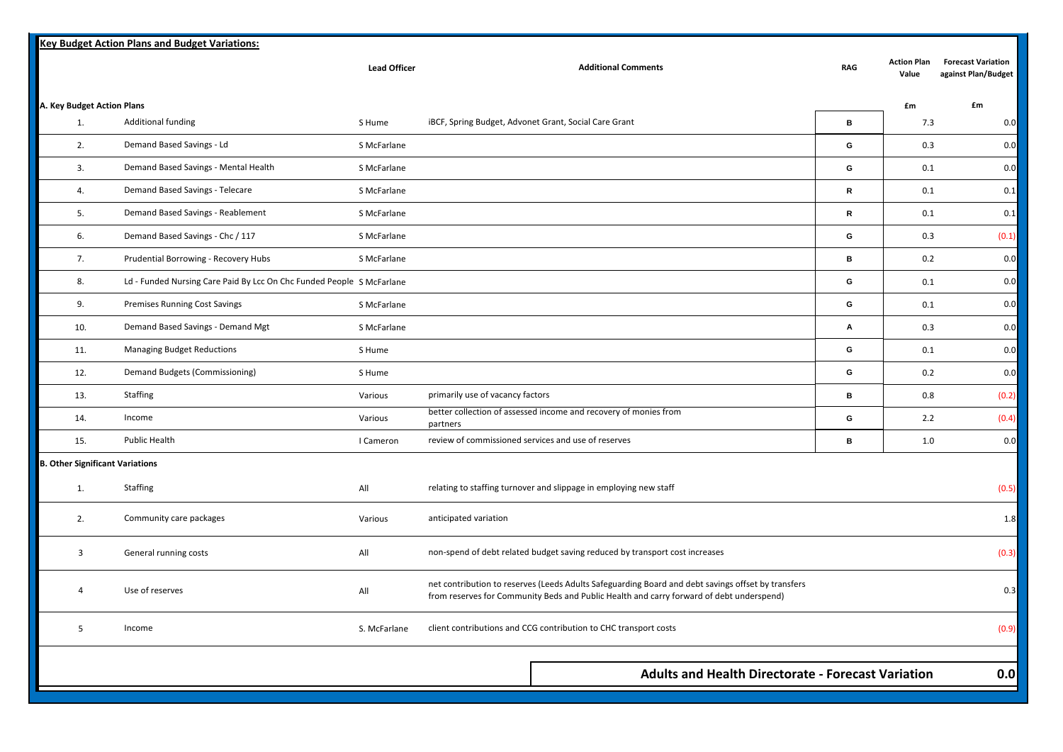## Key Budget Action Plans and Budget Variations:

| | | Lead Officer | Additional Comments | RAG | Action Plan Value | Forecast Variation against Plan/Budget |
|---|---|---|---|---|---|---|
| **A. Key Budget Action Plans** | | | | | £m | £m |
| 1. | Additional funding | S Hume | iBCF, Spring Budget, Advonet Grant, Social Care Grant | B | 7.3 | 0.0 |
| 2. | Demand Based Savings - Ld | S McFarlane | | G | 0.3 | 0.0 |
| 3. | Demand Based Savings - Mental Health | S McFarlane | | G | 0.1 | 0.0 |
| 4. | Demand Based Savings - Telecare | S McFarlane | | R | 0.1 | 0.1 |
| 5. | Demand Based Savings - Reablement | S McFarlane | | R | 0.1 | 0.1 |
| 6. | Demand Based Savings - Chc / 117 | S McFarlane | | G | 0.3 | (0.1) |
| 7. | Prudential Borrowing - Recovery Hubs | S McFarlane | | B | 0.2 | 0.0 |
| 8. | Ld - Funded Nursing Care Paid By Lcc On Chc Funded People | S McFarlane | | G | 0.1 | 0.0 |
| 9. | Premises Running Cost Savings | S McFarlane | | G | 0.1 | 0.0 |
| 10. | Demand Based Savings - Demand Mgt | S McFarlane | | A | 0.3 | 0.0 |
| 11. | Managing Budget Reductions | S Hume | | G | 0.1 | 0.0 |
| 12. | Demand Budgets (Commissioning) | S Hume | | G | 0.2 | 0.0 |
| 13. | Staffing | Various | primarily use of vacancy factors | B | 0.8 | (0.2) |
| 14. | Income | Various | better collection of assessed income and recovery of monies from partners | G | 2.2 | (0.4) |
| 15. | Public Health | I Cameron | review of commissioned services and use of reserves | B | 1.0 | 0.0 |
| **B. Other Significant Variations** | | | | | | |
| 1. | Staffing | All | relating to staffing turnover and slippage in employing new staff | | | (0.5) |
| 2. | Community care packages | Various | anticipated variation | | | 1.8 |
| 3 | General running costs | All | non-spend of debt related budget saving reduced by transport cost increases | | | (0.3) |
| 4 | Use of reserves | All | net contribution to reserves (Leeds Adults Safeguarding Board and debt savings offset by transfers from reserves for Community Beds and Public Health and carry forward of debt underspend) | | | 0.3 |
| 5 | Income | S. McFarlane | client contributions and CCG contribution to CHC transport costs | | | (0.9) |
| | | | **Adults and Health Directorate - Forecast Variation** | | | **0.0** |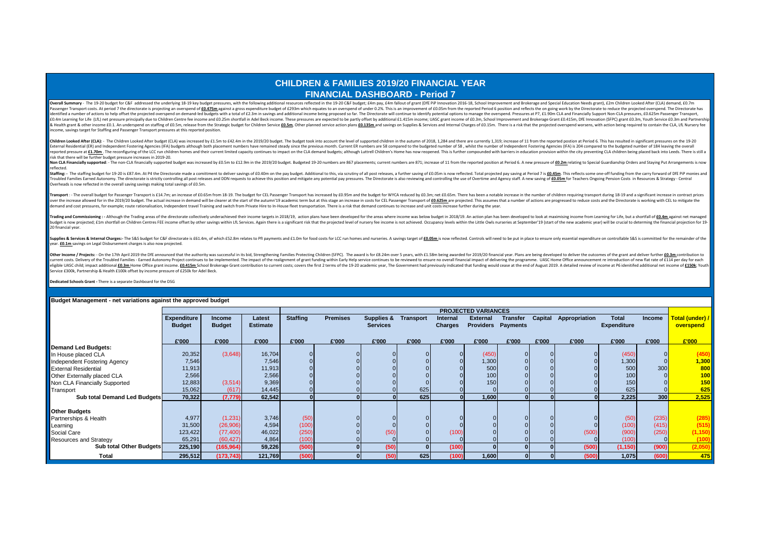# CHILDREN & FAMILIES 2019/20 FINANCIAL YEAR

## FINANCIAL DASHBOARD - Period 7

**Overall Summary** - The 19-20 budget for C&F addressed the underlying 18-19 key budget pressures, with the following additional resources reflected in the 19-20 C&F budget; £4m pay, £4m fallout of grant (DfE PiP Innovation 2016-18, School Improvement and Brokerage and Special Education Needs grant), £2m Children Looked After (CLA) demand, £0.7m Passenger Transport costs. At period 7 the directorate is projecting an overspend of **£0.475m** against a gross expenditure budget of £293m which equates to an overspend of under 0.2%. This is an improvement of £0.05m from the reported Period 6 position and reflects the on going work by the Directorate to reduce the projected overspend. The Directorate has identified a number of actions to help offset the projected overspend on demand-led budgets with a total of £2.3m in savings and additional income being proposed so far. The Directorate will continue to identify potential options to manage the overspend. Pressures at P7, £1.90m CLA and Financially Support Non-CLA pressures, £0.625m Passenger Transport, £0.4m Learning for Life (LfL) net pressure principally due to Children Centre fee income and £0.25m shortfall in Adel Beck income. These pressures are expected to be partly offset by additional £1.415m income; UASC grant income of £0.3m, School Improvement and Brokerage Grant £0.415m, DfE Innovation (SFPC) grant £0.3m, Youth Service £0.3m and Partnership & Health grant & other income £0.1. An underspend on staffing of £0.5m, release from the Strategic budget for Children Service **£0.5m**. Other planned service action plans **£0.135m** and savings on Supplies & Services and Internal Charges of £0.15m. There is a risk that the projected overspend worsens, with action being required to contain the CLA, LfL Nursery fee income, savings target for Staffing and Passenger Transport pressures at this reported position.

**Children Looked After (CLA):** - The Children Looked After budget (CLA) was increased by £1.5m to £42.4m in the 2019/20 budget. The budget took into account the level of supported children in the autumn of 2018, 1,284 and there are currently 1,319; increase of 11 from the reported postion at Period 6. This has resulted in significant pressures on the 19-20 External Residential (ER) and Independent Fostering Agencies (IFA) budgets although both placement numbers have remained steady since the previous month. Current ER numbers are 58 compared to the budgeted number of 58 , whilst the number of Independent Fostering Agencies (IFA) is 204 compared to the budgeted number of 184 leaving the overall reported pressure at **£1.70m** . The reconfiguring of the LCC run children homes and their current limited capacity continues to impact on the CLA demand budgets; although Luttrell Children's Home has now reopened. This is further compounded with barriers in education provision within the city preventing CLA children being placed back into Leeds. There is still a risk that there will be further budget pressure increases in 2019-20.

**Non CLA Financially supported**: - The non-CLA financially supported budget was increased by £0.5m to £12.9m in the 2019/20 budget. Budgeted 19-20 numbers are 867 placements; current numbers are 871; increase of 11 from the reported position at Period 6. A new pressure of **£0.2m** relating to Special Guardianship Orders and Staying Put Arrangements is now reflected.

**Staffing:** - The staffing budget for 19-20 is £87.4m. At P4 the Directorate made a comittment to deliver savings of £0.40m on the pay budget. Additional to this, via scrutiny of all post releases, a further saving of £0.05m is now reflected. Total projected pay saving at Period 7 is **£0.45m**. This reflects some one-off funding from the carry forward of DfE PiP monies and Troubled Families Earned Autonomy. The directorate is strictly controlling all post releases and DDN requests to achieve this position and mitigate any potential pay pressures. The Directorate is also reviewing and controlling the use of Overtime and Agency staff. A new saving of **£0.05m** for Teachers Ongoing Pension Costs in Resources & Strategy - Central Overheads is now reflected in the overall saving savings making total savings of £0.5m.

**Transport** : - The overall budget for Passenger Transport is £14.7m; an increase of £0.65m from 18-19. The budget for CEL Passenger Transport has increased by £0.95m and the budget for WYCA reduced by £0.3m; net £0.65m. There has been a notable increase in the number of children requiring transport during 18-19 and a significant increase in contract prices over the increase allowed for in the 2019/20 budget. The actual increase in demand will be clearer at the start of the autumn'19 academic term but at this stage an increase in costs for CEL Passenger Transport of **£0.625m** are projected. This assumes that a number of actions are progressed to reduce costs and the Directorate is working with CEL to mitigate the demand and cost pressures, for example; route rationalisation, Independent travel Training and switch from Private Hire to In-House fleet transportation. There is a risk that demand continues to increase and unit costs increase further during the year.

**Trading and Commissioning :** - Although the Trading areas of the directorate collectively underachieved their income targets in 2018/19, action plans have been developed for the areas where income was below budget in 2018/19. An action plan has been developed to look at maximising income from Learning for Life, but a shortfall of **£0.4m** against net managed budget is now projected; £1m shortfall on Children Centres FEE income offset by other savings within LfL Services. Again there is a significant risk that the projected level of nursery fee income is not achieved. Occupancy levels within the Little Owls nurseries at September'19 (start of the new academic year) will be crucial to determing the financial projection for 19-20 financial year.

**Supplies & Services & Internal Charges:**- The S&S budget for C&F directorate is £61.4m, of which £52.8m relates to PFI payments and £1.0m for food costs for LCC run homes and nurseries. A savings target of **£0.05m** is now reflected. Controls will need to be put in place to ensure only essential expenditure on controllable S&S is committed for the remainder of the year. **£0.1m** savings on Legal Disbursement charges is also now projected.

**Other Income / Projects:** - On the 17th April 2019 the DfE announced that the authority was successful in its bid, Strengthening Families Protecting Children (SFPC). The award is for £8.24m over 5 years, with £1.58m being awarded for 2019/20 financial year. Plans are being developed to deliver the outcomes of the grant and deliver further **£0.3m** contribution to current costs. Delivery of the Troubled Families - Earned Autonomy Project continues to be implemented. The impact of the realignment of grant funding within Early Help service continues to be reviewed to ensure no overall financial impact of delivering the programme. UASC Home Office announcement re introduction of new flat rate of £114 per day for each eligible UASC child; impact additional **£0.3m** Home Office grant income. **£0.415m** School Brokerage Grant contribution to current costs; covers the first 2 terms of the 19-20 academic year, The Government had previously indicated that funding would cease at the end of August 2019. A detailed review of income at P6 idenitifed additional net income of **£150k**; Youth Service £300k, Partnership & Health £100k offset by income pressure of £250k for Adel Beck.

**Dedicated Schools Grant** - There is a separate Dashboard for the DSG

**Budget Management - net variations against the approved budget**

| | Expenditure Budget | Income Budget | Latest Estimate | PROJECTED VARIANCES | | | | | | | | | | | | Total (under) / overspend |
|---|---|---|---|---|---|---|---|---|---|---|---|---|---|---|---|---|
| | | | | Staffing | Premises | Supplies & Services | Transport | Internal Charges | External Providers | Transfer Payments | Capital | Appropriation | Total Expenditure | Income | |
| | £'000 | £'000 | £'000 | £'000 | £'000 | £'000 | £'000 | £'000 | £'000 | £'000 | £'000 | £'000 | £'000 | £'000 | £'000 |
| **Demand Led Budgets:** | | | | | | | | | | | | | | | |
| In House placed CLA | 20,352 | (3,648) | 16,704 | 0 | 0 | 0 | 0 | 0 | (450) | 0 | 0 | 0 | (450) | 0 | (450) |
| Independent Fostering Agency | 7,546 | | 7,546 | 0 | 0 | 0 | 0 | 0 | 1,300 | 0 | 0 | 0 | 1,300 | 0 | 1,300 |
| External Residential | 11,913 | | 11,913 | 0 | 0 | 0 | 0 | 0 | 500 | 0 | 0 | 0 | 500 | 300 | 800 |
| Other Externally placed CLA | 2,566 | | 2,566 | 0 | 0 | 0 | 0 | 0 | 100 | 0 | 0 | 0 | 100 | 0 | 100 |
| Non CLA Financially Supported | 12,883 | (3,514) | 9,369 | 0 | 0 | 0 | 0 | 0 | 150 | 0 | 0 | 0 | 150 | 0 | 150 |
| Transport | 15,062 | (617) | 14,445 | 0 | 0 | 0 | 625 | 0 | 0 | 0 | 0 | 0 | 625 | 0 | 625 |
| **Sub total Demand Led Budgets** | **70,322** | **(7,779)** | **62,542** | **0** | **0** | **0** | **625** | **0** | **1,600** | **0** | **0** | **0** | **2,225** | **300** | **2,525** |
| **Other Budgets** | | | | | | | | | | | | | | | |
| Partnerships & Health | 4,977 | (1,231) | 3,746 | (50) | 0 | 0 | 0 | 0 | 0 | 0 | 0 | 0 | (50) | (235) | (285) |
| Learning | 31,500 | (26,906) | 4,594 | (100) | 0 | 0 | 0 | 0 | 0 | 0 | 0 | 0 | (100) | (415) | (515) |
| Social Care | 123,422 | (77,400) | 46,022 | (250) | 0 | (50) | 0 | (100) | 0 | 0 | 0 | (500) | (900) | (250) | (1,150) |
| Resources and Strategy | 65,291 | (60,427) | 4,864 | (100) | 0 | 0 | 0 | 0 | 0 | 0 | 0 | 0 | (100) | 0 | (100) |
| **Sub total Other Budgets** | **225,190** | **(165,964)** | **59,226** | **(500)** | **0** | **(50)** | **0** | **(100)** | **0** | **0** | **0** | **(500)** | **(1,150)** | **(900)** | **(2,050)** |
| **Total** | **295,512** | **(173,743)** | **121,769** | **(500)** | **0** | **(50)** | **625** | **(100)** | **1,600** | **0** | **0** | **(500)** | **1,075** | **(600)** | **475** |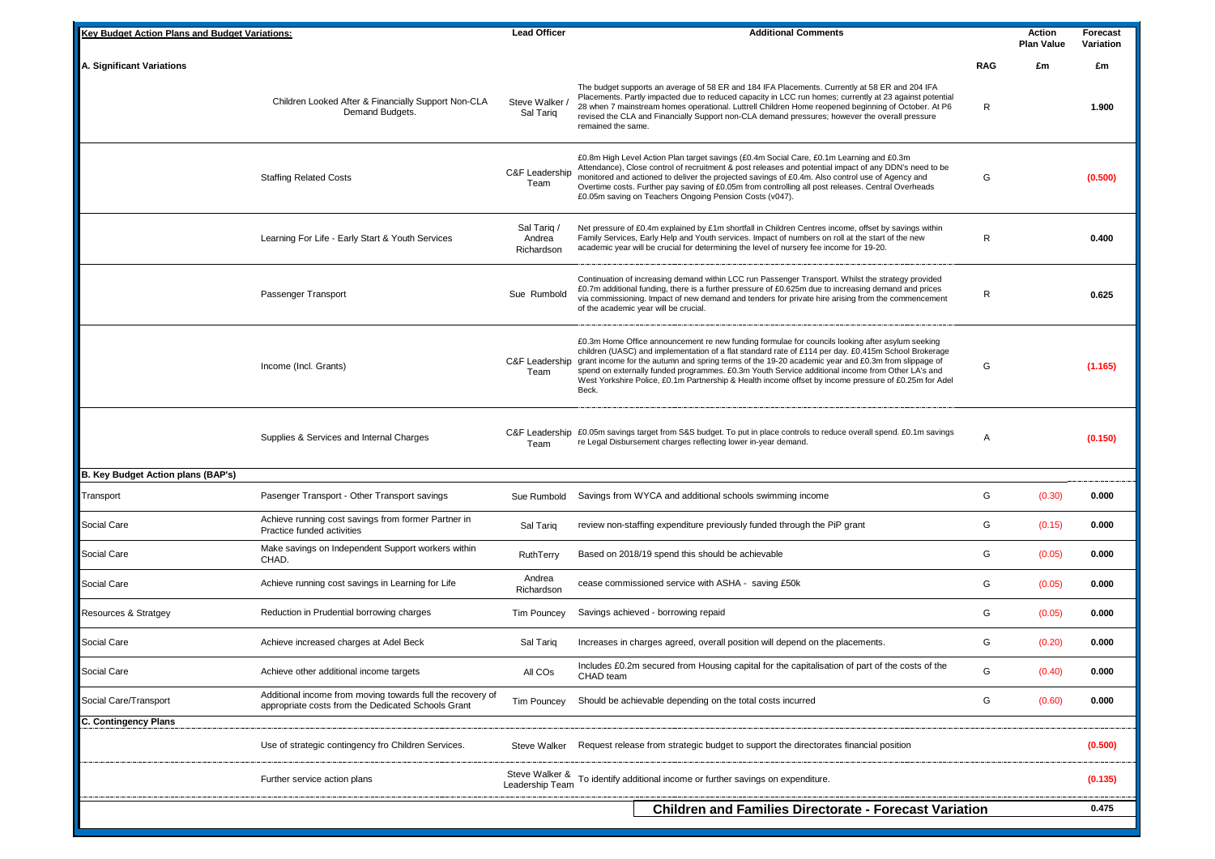| Key Budget Action Plans and Budget Variations: | | Lead Officer | Additional Comments | | Action Plan Value | Forecast Variation |
|---|---|---|---|---|---|---|
| **A. Significant Variations** | | | | **RAG** | **£m** | **£m** |
| | Children Looked After & Financially Support Non-CLA Demand Budgets. | Steve Walker / Sal Tariq | The budget supports an average of 58 ER and 184 IFA Placements. Currently at 58 ER and 204 IFA Placements. Partly impacted due to reduced capacity in LCC run homes; currently at 23 against potential 28 when 7 mainstream homes operational. Luttrell Children Home reopened beginning of October. At P6 revised the CLA and Financially Support non-CLA demand pressures; however the overall pressure remained the same. | R | | 1.900 |
| | Staffing Related Costs | C&F Leadership Team | £0.8m High Level Action Plan target savings (£0.4m Social Care, £0.1m Learning and £0.3m Attendance), Close control of recruitment & post releases and potential impact of any DDN's need to be monitored and actioned to deliver the projected savings of £0.4m. Also control use of Agency and Overtime costs. Further pay saving of £0.05m from controlling all post releases. Central Overheads £0.05m saving on Teachers Ongoing Pension Costs (v047). | G | | (0.500) |
| | Learning For Life - Early Start & Youth Services | Sal Tariq / Andrea Richardson | Net pressure of £0.4m explained by £1m shortfall in Children Centres income, offset by savings within Family Services, Early Help and Youth services. Impact of numbers on roll at the start of the new academic year will be crucial for determining the level of nursery fee income for 19-20. | R | | 0.400 |
| | Passenger Transport | Sue Rumbold | Continuation of increasing demand within LCC run Passenger Transport. Whilst the strategy provided £0.7m additional funding, there is a further pressure of £0.625m due to increasing demand and prices via commissioning. Impact of new demand and tenders for private hire arising from the commencement of the academic year will be crucial. | R | | 0.625 |
| | Income (Incl. Grants) | C&F Leadership Team | £0.3m Home Office announcement re new funding formulae for councils looking after asylum seeking children (UASC) and implementation of a flat standard rate of £114 per day. £0.415m School Brokerage grant income for the autumn and spring terms of the 19-20 academic year and £0.3m from slippage of spend on externally funded programmes. £0.3m Youth Service additional income from Other LA's and West Yorkshire Police, £0.1m Partnership & Health income offset by income pressure of £0.25m for Adel Beck. | G | | (1.165) |
| | Supplies & Services and Internal Charges | C&F Leadership Team | £0.05m savings target from S&S budget. To put in place controls to reduce overall spend. £0.1m savings re Legal Disbursement charges reflecting lower in-year demand. | A | | (0.150) |
| **B. Key Budget Action plans (BAP's)** | | | | | | |
| Transport | Pasenger Transport - Other Transport savings | Sue Rumbold | Savings from WYCA and additional schools swimming income | G | (0.30) | 0.000 |
| Social Care | Achieve running cost savings from former Partner in Practice funded activities | Sal Tariq | review non-staffing expenditure previously funded through the PiP grant | G | (0.15) | 0.000 |
| Social Care | Make savings on Independent Support workers within CHAD. | RuthTerry | Based on 2018/19 spend this should be achievable | G | (0.05) | 0.000 |
| Social Care | Achieve running cost savings in Learning for Life | Andrea Richardson | cease commissioned service with ASHA - saving £50k | G | (0.05) | 0.000 |
| Resources & Stratgey | Reduction in Prudential borrowing charges | Tim Pouncey | Savings achieved - borrowing repaid | G | (0.05) | 0.000 |
| Social Care | Achieve increased charges at Adel Beck | Sal Tariq | Increases in charges agreed, overall position will depend on the placements. | G | (0.20) | 0.000 |
| Social Care | Achieve other additional income targets | All COs | Includes £0.2m secured from Housing capital for the capitalisation of part of the costs of the CHAD team | G | (0.40) | 0.000 |
| Social Care/Transport | Additional income from moving towards full the recovery of appropriate costs from the Dedicated Schools Grant | Tim Pouncey | Should be achievable depending on the total costs incurred | G | (0.60) | 0.000 |
| **C. Contingency Plans** | | | | | | |
| | Use of strategic contingency fro Children Services. | Steve Walker | Request release from strategic budget to support the directorates financial position | | | (0.500) |
| | Further service action plans | Steve Walker & Leadership Team | To identify additional income or further savings on expenditure. | | | (0.135) |
| | | | **Children and Families Directorate - Forecast Variation** | | | 0.475 |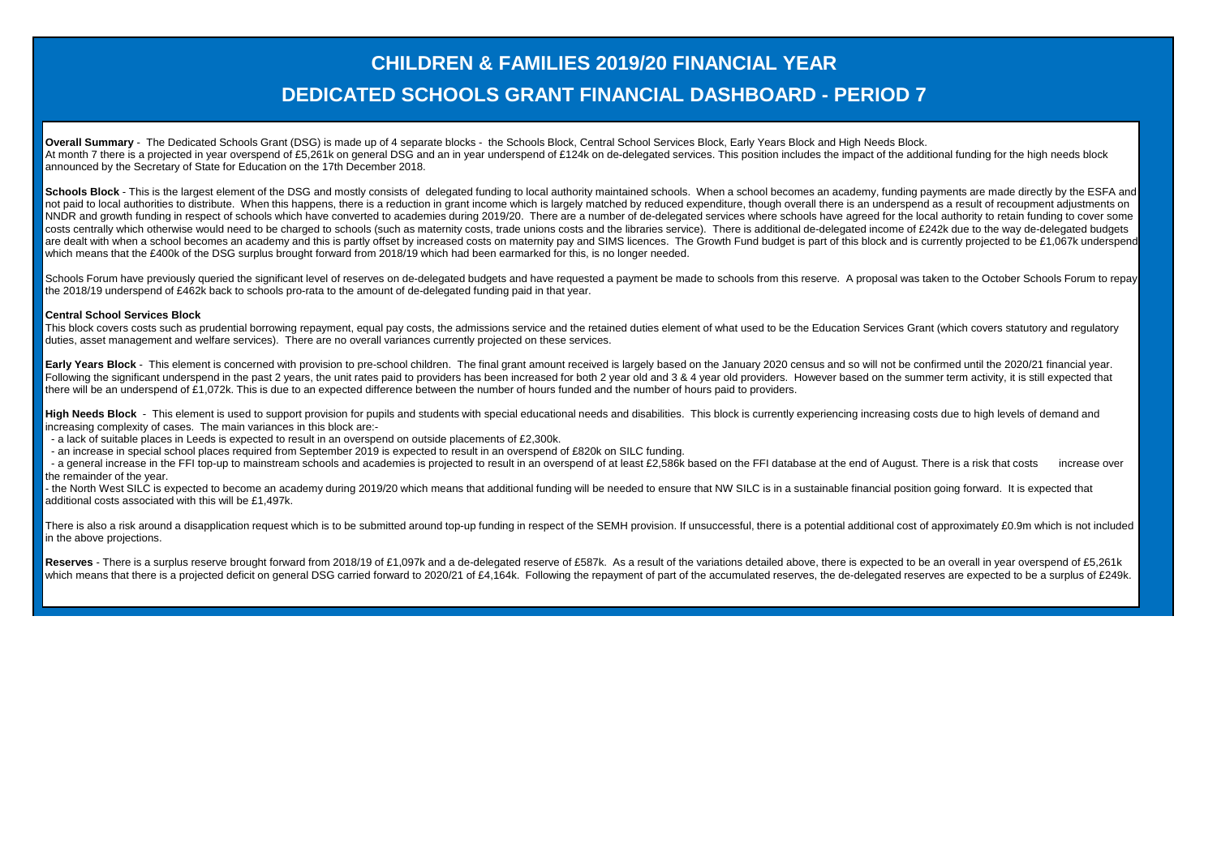# CHILDREN & FAMILIES 2019/20 FINANCIAL YEAR

# DEDICATED SCHOOLS GRANT FINANCIAL DASHBOARD - PERIOD 7

**Overall Summary** - The Dedicated Schools Grant (DSG) is made up of 4 separate blocks - the Schools Block, Central School Services Block, Early Years Block and High Needs Block. At month 7 there is a projected in year overspend of £5,261k on general DSG and an in year underspend of £124k on de-delegated services. This position includes the impact of the additional funding for the high needs block announced by the Secretary of State for Education on the 17th December 2018.

**Schools Block** - This is the largest element of the DSG and mostly consists of delegated funding to local authority maintained schools. When a school becomes an academy, funding payments are made directly by the ESFA and not paid to local authorities to distribute. When this happens, there is a reduction in grant income which is largely matched by reduced expenditure, though overall there is an underspend as a result of recoupment adjustments on NNDR and growth funding in respect of schools which have converted to academies during 2019/20. There are a number of de-delegated services where schools have agreed for the local authority to retain funding to cover some costs centrally which otherwise would need to be charged to schools (such as maternity costs, trade unions costs and the libraries service). There is additional de-delegated income of £242k due to the way de-delegated budgets are dealt with when a school becomes an academy and this is partly offset by increased costs on maternity pay and SIMS licences. The Growth Fund budget is part of this block and is currently projected to be £1,067k underspend which means that the £400k of the DSG surplus brought forward from 2018/19 which had been earmarked for this, is no longer needed.

Schools Forum have previously queried the significant level of reserves on de-delegated budgets and have requested a payment be made to schools from this reserve. A proposal was taken to the October Schools Forum to repay the 2018/19 underspend of £462k back to schools pro-rata to the amount of de-delegated funding paid in that year.

**Central School Services Block**

This block covers costs such as prudential borrowing repayment, equal pay costs, the admissions service and the retained duties element of what used to be the Education Services Grant (which covers statutory and regulatory duties, asset management and welfare services). There are no overall variances currently projected on these services.

**Early Years Block** - This element is concerned with provision to pre-school children. The final grant amount received is largely based on the January 2020 census and so will not be confirmed until the 2020/21 financial year. Following the significant underspend in the past 2 years, the unit rates paid to providers has been increased for both 2 year old and 3 & 4 year old providers. However based on the summer term activity, it is still expected that there will be an underspend of £1,072k. This is due to an expected difference between the number of hours funded and the number of hours paid to providers.

**High Needs Block** - This element is used to support provision for pupils and students with special educational needs and disabilities. This block is currently experiencing increasing costs due to high levels of demand and increasing complexity of cases. The main variances in this block are:-

- a lack of suitable places in Leeds is expected to result in an overspend on outside placements of £2,300k.
- an increase in special school places required from September 2019 is expected to result in an overspend of £820k on SILC funding.
- a general increase in the FFI top-up to mainstream schools and academies is projected to result in an overspend of at least £2,586k based on the FFI database at the end of August. There is a risk that costs increase over the remainder of the year.
- the North West SILC is expected to become an academy during 2019/20 which means that additional funding will be needed to ensure that NW SILC is in a sustainable financial position going forward. It is expected that additional costs associated with this will be £1,497k.

There is also a risk around a disapplication request which is to be submitted around top-up funding in respect of the SEMH provision. If unsuccessful, there is a potential additional cost of approximately £0.9m which is not included in the above projections.

**Reserves** - There is a surplus reserve brought forward from 2018/19 of £1,097k and a de-delegated reserve of £587k. As a result of the variations detailed above, there is expected to be an overall in year overspend of £5,261k which means that there is a projected deficit on general DSG carried forward to 2020/21 of £4,164k. Following the repayment of part of the accumulated reserves, the de-delegated reserves are expected to be a surplus of £249k.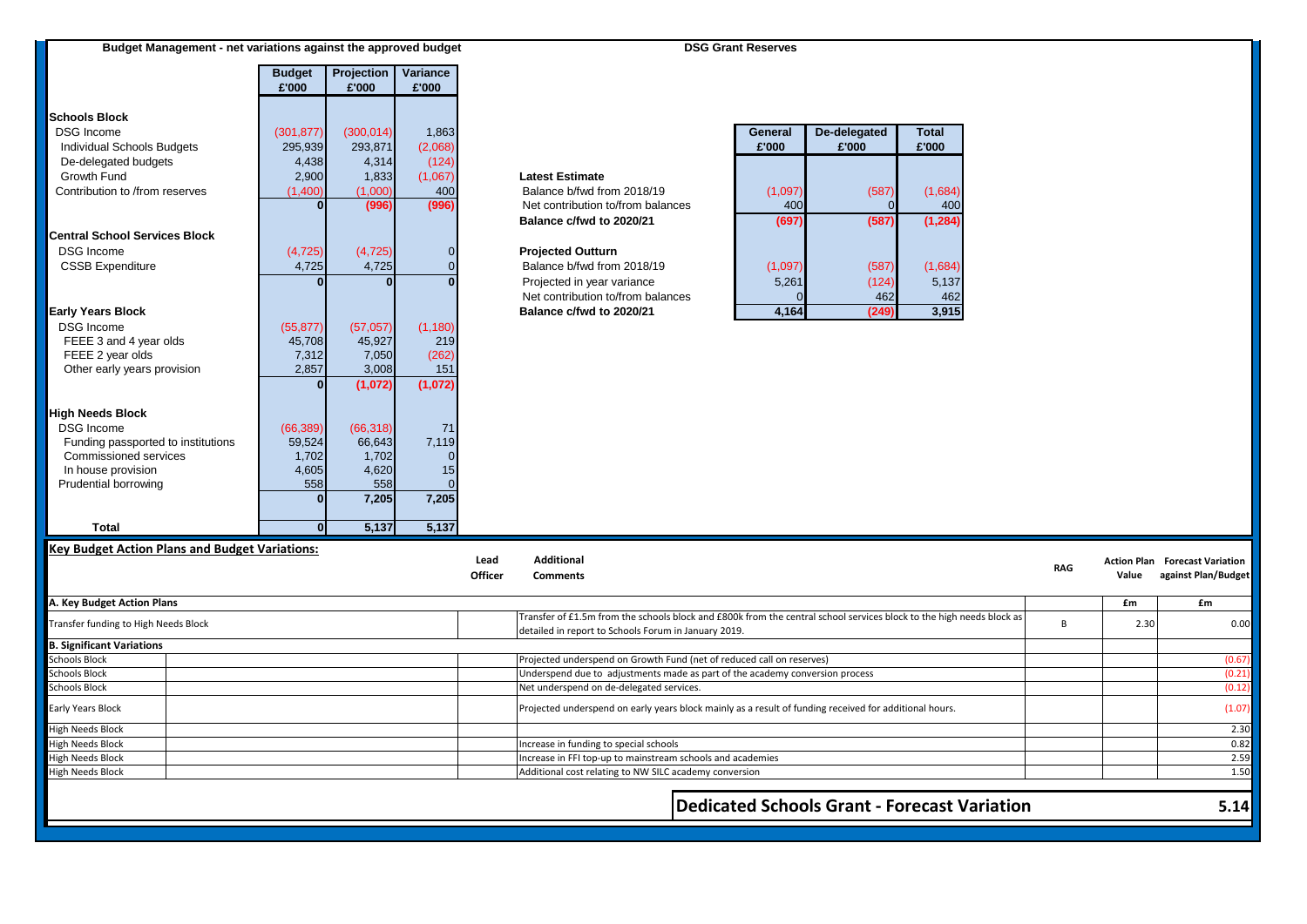**Budget Management - net variations against the approved budget**

| | Budget £'000 | Projection £'000 | Variance £'000 |
|---|---|---|---|
| **Schools Block** | | | |
| DSG Income | (301,877) | (300,014) | 1,863 |
| Individual Schools Budgets | 295,939 | 293,871 | (2,068) |
| De-delegated budgets | 4,438 | 4,314 | (124) |
| Growth Fund | 2,900 | 1,833 | (1,067) |
| Contribution to /from reserves | (1,400) | (1,000) | 400 |
| | 0 | (996) | (996) |
| **Central School Services Block** | | | |
| DSG Income | (4,725) | (4,725) | 0 |
| CSSB Expenditure | 4,725 | 4,725 | 0 |
| | 0 | 0 | 0 |
| **Early Years Block** | | | |
| DSG Income | (55,877) | (57,057) | (1,180) |
| FEEE 3 and 4 year olds | 45,708 | 45,927 | 219 |
| FEEE 2 year olds | 7,312 | 7,050 | (262) |
| Other early years provision | 2,857 | 3,008 | 151 |
| | 0 | (1,072) | (1,072) |
| **High Needs Block** | | | |
| DSG Income | (66,389) | (66,318) | 71 |
| Funding passported to institutions | 59,524 | 66,643 | 7,119 |
| Commissioned services | 1,702 | 1,702 | 0 |
| In house provision | 4,605 | 4,620 | 15 |
| Prudential borrowing | 558 | 558 | 0 |
| | 0 | 7,205 | 7,205 |
| **Total** | 0 | 5,137 | 5,137 |

**DSG Grant Reserves**

| | General £'000 | De-delegated £'000 | Total £'000 |
|---|---|---|---|
| **Latest Estimate** | | | |
| Balance b/fwd from 2018/19 | (1,097) | (587) | (1,684) |
| Net contribution to/from balances | 400 | 0 | 400 |
| **Balance c/fwd to 2020/21** | (697) | (587) | (1,284) |
| **Projected Outturn** | | | |
| Balance b/fwd from 2018/19 | (1,097) | (587) | (1,684) |
| Projected in year variance | 5,261 | (124) | 5,137 |
| Net contribution to/from balances | 0 | 462 | 462 |
| **Balance c/fwd to 2020/21** | 4,164 | (249) | 3,915 |

**Key Budget Action Plans and Budget Variations:**

| | | Lead Officer | Additional Comments | RAG | Action Plan Value | Forecast Variation against Plan/Budget |
|---|---|---|---|---|---|---|
| **A. Key Budget Action Plans** | | | | | £m | £m |
| Transfer funding to High Needs Block | | | Transfer of £1.5m from the schools block and £800k from the central school services block to the high needs block as detailed in report to Schools Forum in January 2019. | B | 2.30 | 0.00 |
| **B. Significant Variations** | | | | | | |
| Schools Block | | | Projected underspend on Growth Fund (net of reduced call on reserves) | | | (0.67) |
| Schools Block | | | Underspend due to adjustments made as part of the academy conversion process | | | (0.21) |
| Schools Block | | | Net underspend on de-delegated services. | | | (0.12) |
| Early Years Block | | | Projected underspend on early years block mainly as a result of funding received for additional hours. | | | (1.07) |
| High Needs Block | | | | | | 2.30 |
| High Needs Block | | | Increase in funding to special schools | | | 0.82 |
| High Needs Block | | | Increase in FFI top-up to mainstream schools and academies | | | 2.59 |
| High Needs Block | | | Additional cost relating to NW SILC academy conversion | | | 1.50 |

**Dedicated Schools Grant - Forecast Variation** **5.14**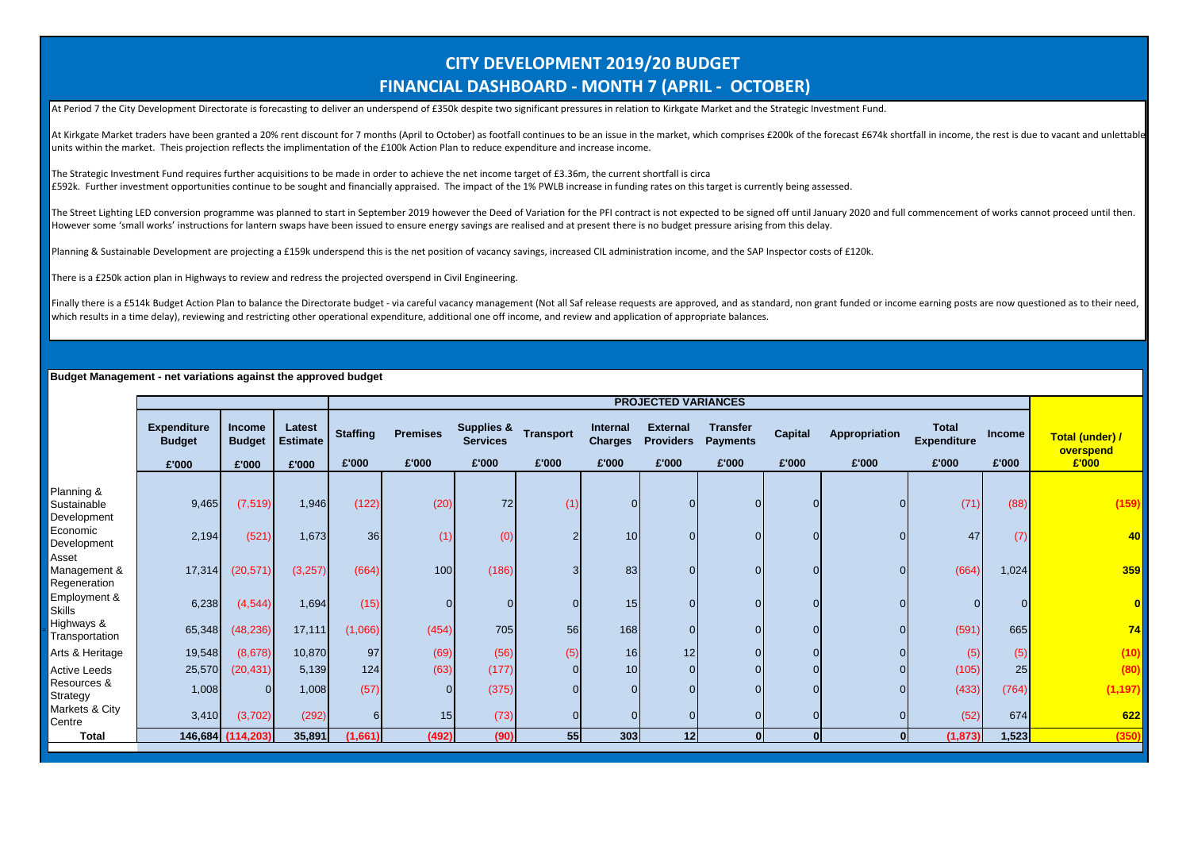# CITY DEVELOPMENT 2019/20 BUDGET
## FINANCIAL DASHBOARD - MONTH 7 (APRIL - OCTOBER)

At Period 7 the City Development Directorate is forecasting to deliver an underspend of £350k despite two significant pressures in relation to Kirkgate Market and the Strategic Investment Fund.

At Kirkgate Market traders have been granted a 20% rent discount for 7 months (April to October) as footfall continues to be an issue in the market, which comprises £200k of the forecast £674k shortfall in income, the rest is due to vacant and unlettable units within the market. Theis projection reflects the implimentation of the £100k Action Plan to reduce expenditure and increase income.

The Strategic Investment Fund requires further acquisitions to be made in order to achieve the net income target of £3.36m, the current shortfall is circa £592k. Further investment opportunities continue to be sought and financially appraised. The impact of the 1% PWLB increase in funding rates on this target is currently being assessed.

The Street Lighting LED conversion programme was planned to start in September 2019 however the Deed of Variation for the PFI contract is not expected to be signed off until January 2020 and full commencement of works cannot proceed until then. However some 'small works' instructions for lantern swaps have been issued to ensure energy savings are realised and at present there is no budget pressure arising from this delay.

Planning & Sustainable Development are projecting a £159k underspend this is the net position of vacancy savings, increased CIL administration income, and the SAP Inspector costs of £120k.

There is a £250k action plan in Highways to review and redress the projected overspend in Civil Engineering.

Finally there is a £514k Budget Action Plan to balance the Directorate budget - via careful vacancy management (Not all Saf release requests are approved, and as standard, non grant funded or income earning posts are now questioned as to their need, which results in a time delay), reviewing and restricting other operational expenditure, additional one off income, and review and application of appropriate balances.

**Budget Management - net variations against the approved budget**

| | Expenditure Budget | Income Budget | Latest Estimate | PROJECTED VARIANCES | | | | | | | | | | | | |
|---|---|---|---|---|---|---|---|---|---|---|---|---|---|---|---|---|
| | | | | Staffing | Premises | Supplies & Services | Transport | Internal Charges | External Providers | Transfer Payments | Capital | Appropriation | Total Expenditure | Income | Total (under) / overspend |
| | £'000 | £'000 | £'000 | £'000 | £'000 | £'000 | £'000 | £'000 | £'000 | £'000 | £'000 | £'000 | £'000 | £'000 | £'000 |
| Planning & Sustainable Development | 9,465 | (7,519) | 1,946 | (122) | (20) | 72 | (1) | 0 | 0 | 0 | 0 | 0 | (71) | (88) | (159) |
| Economic Development | 2,194 | (521) | 1,673 | 36 | (1) | (0) | 2 | 10 | 0 | 0 | 0 | 0 | 47 | (7) | 40 |
| Asset Management & Regeneration | 17,314 | (20,571) | (3,257) | (664) | 100 | (186) | 3 | 83 | 0 | 0 | 0 | 0 | (664) | 1,024 | 359 |
| Employment & Skills | 6,238 | (4,544) | 1,694 | (15) | 0 | 0 | 0 | 15 | 0 | 0 | 0 | 0 | 0 | 0 | 0 |
| Highways & Transportation | 65,348 | (48,236) | 17,111 | (1,066) | (454) | 705 | 56 | 168 | 0 | 0 | 0 | 0 | (591) | 665 | 74 |
| Arts & Heritage | 19,548 | (8,678) | 10,870 | 97 | (69) | (56) | (5) | 16 | 12 | 0 | 0 | 0 | (5) | (5) | (10) |
| Active Leeds | 25,570 | (20,431) | 5,139 | 124 | (63) | (177) | 0 | 10 | 0 | 0 | 0 | 0 | (105) | 25 | (80) |
| Resources & Strategy | 1,008 | 0 | 1,008 | (57) | 0 | (375) | 0 | 0 | 0 | 0 | 0 | 0 | (433) | (764) | (1,197) |
| Markets & City Centre | 3,410 | (3,702) | (292) | 6 | 15 | (73) | 0 | 0 | 0 | 0 | 0 | 0 | (52) | 674 | 622 |
| **Total** | **146,684** | **(114,203)** | **35,891** | **(1,661)** | **(492)** | **(90)** | **55** | **303** | **12** | **0** | **0** | **0** | **(1,873)** | **1,523** | **(350)** |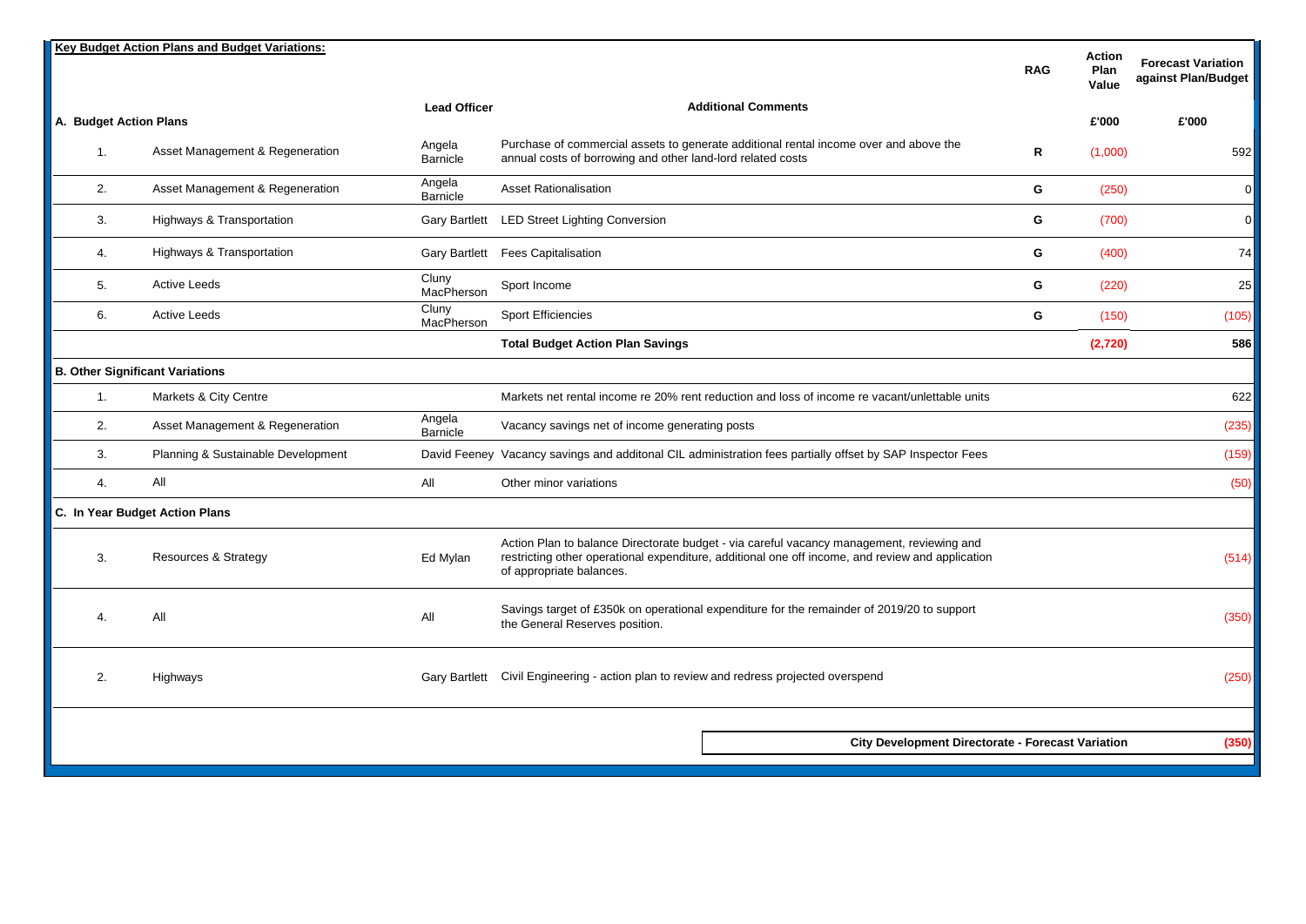**Key Budget Action Plans and Budget Variations:**

| | | Lead Officer | Additional Comments | RAG | Action Plan Value | Forecast Variation against Plan/Budget |
|---|---|---|---|---|---|---|
| **A. Budget Action Plans** | | | | | £'000 | £'000 |
| 1. | Asset Management & Regeneration | Angela Barnicle | Purchase of commercial assets to generate additional rental income over and above the annual costs of borrowing and other land-lord related costs | R | (1,000) | 592 |
| 2. | Asset Management & Regeneration | Angela Barnicle | Asset Rationalisation | G | (250) | 0 |
| 3. | Highways & Transportation | Gary Bartlett | LED Street Lighting Conversion | G | (700) | 0 |
| 4. | Highways & Transportation | Gary Bartlett | Fees Capitalisation | G | (400) | 74 |
| 5. | Active Leeds | Cluny MacPherson | Sport Income | G | (220) | 25 |
| 6. | Active Leeds | Cluny MacPherson | Sport Efficiencies | G | (150) | (105) |
| | | | **Total Budget Action Plan Savings** | | **(2,720)** | **586** |
| **B. Other Significant Variations** | | | | | | |
| 1. | Markets & City Centre | | Markets net rental income re 20% rent reduction and loss of income re vacant/unlettable units | | | 622 |
| 2. | Asset Management & Regeneration | Angela Barnicle | Vacancy savings net of income generating posts | | | (235) |
| 3. | Planning & Sustainable Development | David Feeney | Vacancy savings and additonal CIL administration fees partially offset by SAP Inspector Fees | | | (159) |
| 4. | All | All | Other minor variations | | | (50) |
| **C. In Year Budget Action Plans** | | | | | | |
| 3. | Resources & Strategy | Ed Mylan | Action Plan to balance Directorate budget - via careful vacancy management, reviewing and restricting other operational expenditure, additional one off income, and review and application of appropriate balances. | | | (514) |
| 4. | All | All | Savings target of £350k on operational expenditure for the remainder of 2019/20 to support the General Reserves position. | | | (350) |
| 2. | Highways | Gary Bartlett | Civil Engineering - action plan to review and redress projected overspend | | | (250) |
| | | | **City Development Directorate - Forecast Variation** | | | **(350)** |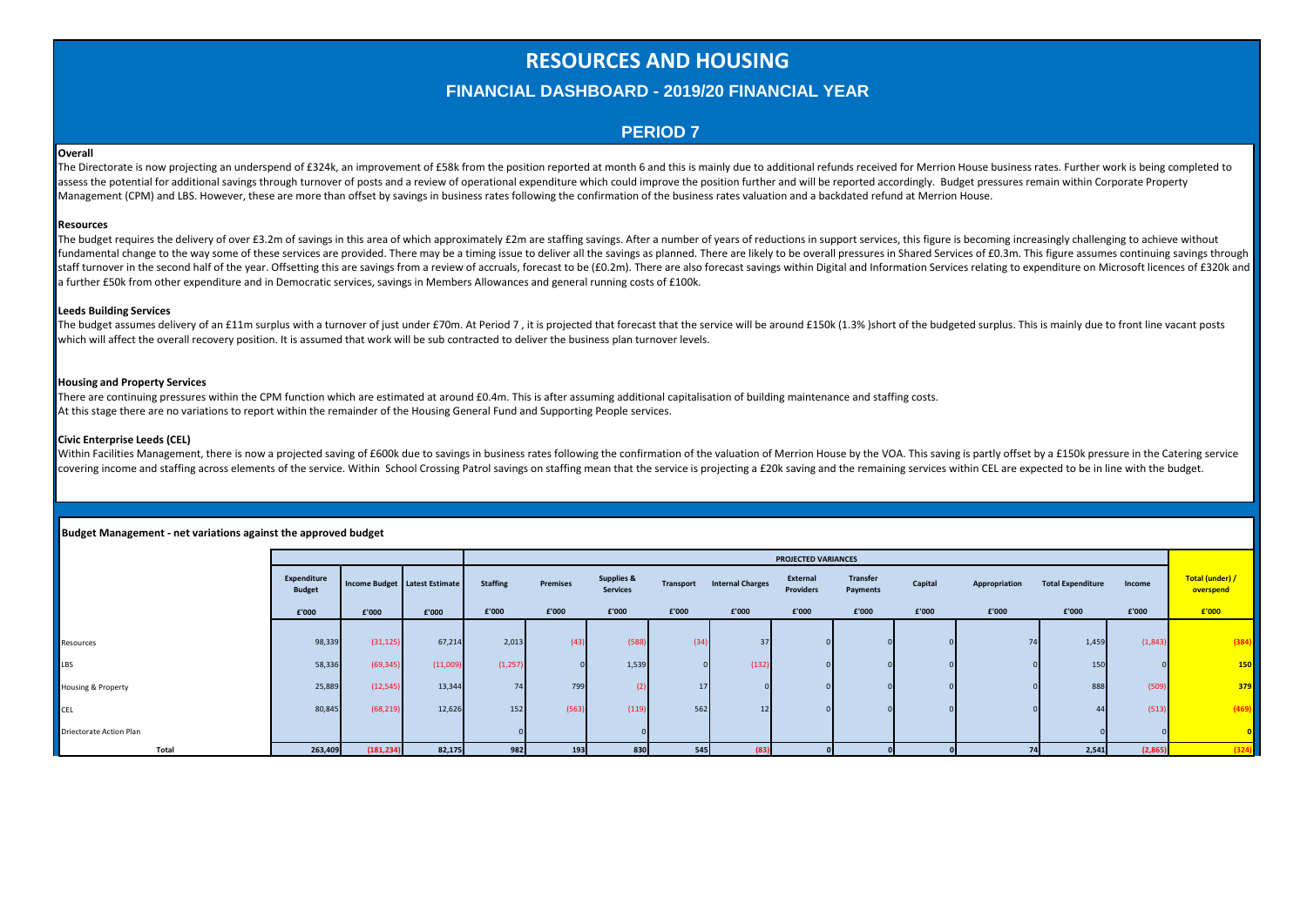# RESOURCES AND HOUSING

## FINANCIAL DASHBOARD - 2019/20 FINANCIAL YEAR

## PERIOD 7

**Overall**

The Directorate is now projecting an underspend of £324k, an improvement of £58k from the position reported at month 6 and this is mainly due to additional refunds received for Merrion House business rates. Further work is being completed to assess the potential for additional savings through turnover of posts and a review of operational expenditure which could improve the position further and will be reported accordingly. Budget pressures remain within Corporate Property Management (CPM) and LBS. However, these are more than offset by savings in business rates following the confirmation of the business rates valuation and a backdated refund at Merrion House.

**Resources**

The budget requires the delivery of over £3.2m of savings in this area of which approximately £2m are staffing savings. After a number of years of reductions in support services, this figure is becoming increasingly challenging to achieve without fundamental change to the way some of these services are provided. There may be a timing issue to deliver all the savings as planned. There are likely to be overall pressures in Shared Services of £0.3m. This figure assumes continuing savings through staff turnover in the second half of the year. Offsetting this are savings from a review of accruals, forecast to be (£0.2m). There are also forecast savings within Digital and Information Services relating to expenditure on Microsoft licences of £320k and a further £50k from other expenditure and in Democratic services, savings in Members Allowances and general running costs of £100k.

**Leeds Building Services**

The budget assumes delivery of an £11m surplus with a turnover of just under £70m. At Period 7 , it is projected that forecast that the service will be around £150k (1.3% )short of the budgeted surplus. This is mainly due to front line vacant posts which will affect the overall recovery position. It is assumed that work will be sub contracted to deliver the business plan turnover levels.

**Housing and Property Services**

There are continuing pressures within the CPM function which are estimated at around £0.4m. This is after assuming additional capitalisation of building maintenance and staffing costs.
At this stage there are no variations to report within the remainder of the Housing General Fund and Supporting People services.

**Civic Enterprise Leeds (CEL)**

Within Facilities Management, there is now a projected saving of £600k due to savings in business rates following the confirmation of the valuation of Merrion House by the VOA. This saving is partly offset by a £150k pressure in the Catering service covering income and staffing across elements of the service. Within School Crossing Patrol savings on staffing mean that the service is projecting a £20k saving and the remaining services within CEL are expected to be in line with the budget.

**Budget Management - net variations against the approved budget**

| | Expenditure Budget | Income Budget | Latest Estimate | PROJECTED VARIANCES | | | | | | | | | | | Total (under) / overspend |
|---|---|---|---|---|---|---|---|---|---|---|---|---|---|---|---|
| | | | | Staffing | Premises | Supplies & Services | Transport | Internal Charges | External Providers | Transfer Payments | Capital | Appropriation | Total Expenditure | Income | |
| | £'000 | £'000 | £'000 | £'000 | £'000 | £'000 | £'000 | £'000 | £'000 | £'000 | £'000 | £'000 | £'000 | £'000 | £'000 |
| Resources | 98,339 | (31,125) | 67,214 | 2,013 | (43) | (588) | (34) | 37 | 0 | 0 | 0 | 74 | 1,459 | (1,843) | (384) |
| LBS | 58,336 | (69,345) | (11,009) | (1,257) | 0 | 1,539 | 0 | (132) | 0 | 0 | 0 | 0 | 150 | 0 | 150 |
| Housing & Property | 25,889 | (12,545) | 13,344 | 74 | 799 | (2) | 17 | 0 | 0 | 0 | 0 | 0 | 888 | (509) | 379 |
| CEL | 80,845 | (68,219) | 12,626 | 152 | (563) | (119) | 562 | 12 | 0 | 0 | 0 | 0 | 44 | (513) | (469) |
| Driectorate Action Plan | | | | 0 | | 0 | | | | | | | 0 | 0 | 0 |
| **Total** | **263,409** | **(181,234)** | **82,175** | **982** | **193** | **830** | **545** | **(83)** | **0** | **0** | **0** | **74** | **2,541** | **(2,865)** | **(324)** |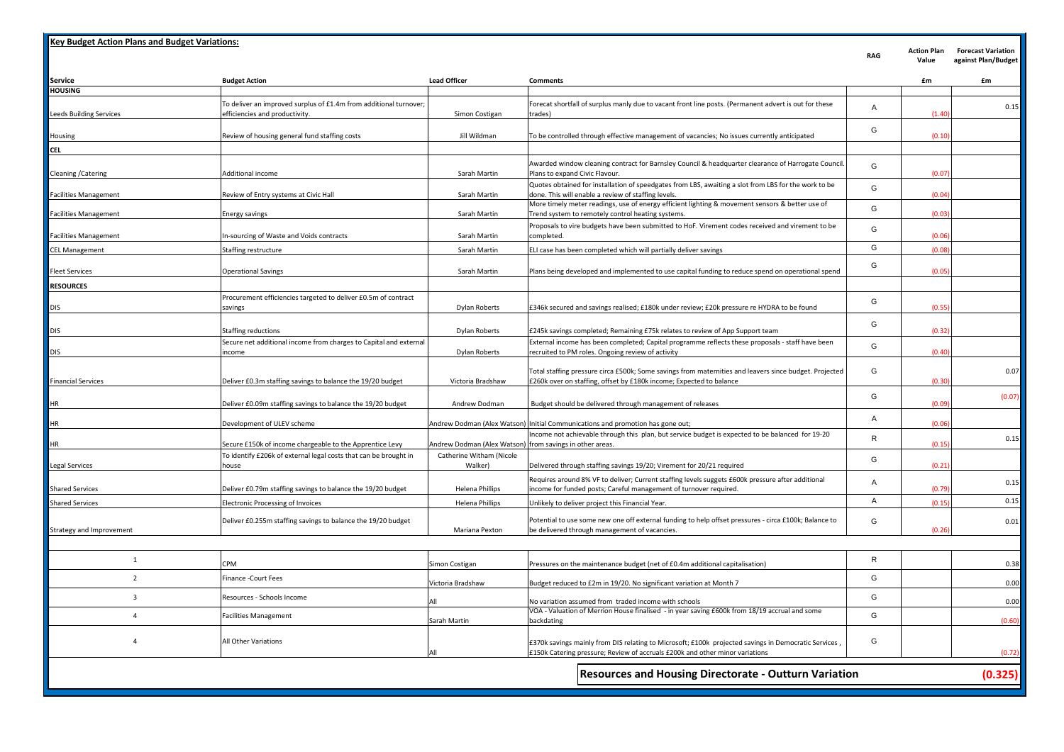## Key Budget Action Plans and Budget Variations:

| Service | Budget Action | Lead Officer | Comments | RAG | Action Plan Value | Forecast Variation against Plan/Budget |
|---|---|---|---|---|---|---|
| | | | | | £m | £m |
| **HOUSING** | | | | | | |
| Leeds Building Services | To deliver an improved surplus of £1.4m from additional turnover; efficiencies and productivity. | Simon Costigan | Forecat shortfall of surplus manly due to vacant front line posts. (Permanent advert is out for these trades) | A | (1.40) | 0.15 |
| Housing | Review of housing general fund staffing costs | Jill Wildman | To be controlled through effective management of vacancies; No issues currently anticipated | G | (0.10) | |
| **CEL** | | | | | | |
| Cleaning /Catering | Additional income | Sarah Martin | Awarded window cleaning contract for Barnsley Council & headquarter clearance of Harrogate Council. Plans to expand Civic Flavour. | G | (0.07) | |
| Facilities Management | Review of Entry systems at Civic Hall | Sarah Martin | Quotes obtained for installation of speedgates from LBS, awaiting a slot from LBS for the work to be done. This will enable a review of staffing levels. | G | (0.04) | |
| Facilities Management | Energy savings | Sarah Martin | More timely meter readings, use of energy efficient lighting & movement sensors & better use of Trend system to remotely control heating systems. | G | (0.03) | |
| Facilities Management | In-sourcing of Waste and Voids contracts | Sarah Martin | Proposals to vire budgets have been submitted to HoF. Virement codes received and virement to be completed. | G | (0.06) | |
| CEL Management | Staffing restructure | Sarah Martin | ELI case has been completed which will partially deliver savings | G | (0.08) | |
| Fleet Services | Operational Savings | Sarah Martin | Plans being developed and implemented to use capital funding to reduce spend on operational spend | G | (0.05) | |
| **RESOURCES** | | | | | | |
| DIS | Procurement efficiencies targeted to deliver £0.5m of contract savings | Dylan Roberts | £346k secured and savings realised; £180k under review; £20k pressure re HYDRA to be found | G | (0.55) | |
| DIS | Staffing reductions | Dylan Roberts | £245k savings completed; Remaining £75k relates to review of App Support team | G | (0.32) | |
| DIS | Secure net additional income from charges to Capital and external income | Dylan Roberts | External income has been completed; Capital programme reflects these proposals - staff have been recruited to PM roles. Ongoing review of activity | G | (0.40) | |
| Financial Services | Deliver £0.3m staffing savings to balance the 19/20 budget | Victoria Bradshaw | Total staffing pressure circa £500k; Some savings from maternities and leavers since budget. Projected £260k over on staffing, offset by £180k income; Expected to balance | G | (0.30) | 0.07 |
| HR | Deliver £0.09m staffing savings to balance the 19/20 budget | Andrew Dodman | Budget should be delivered through management of releases | G | (0.09) | (0.07) |
| HR | Development of ULEV scheme | Andrew Dodman (Alex Watson) | Initial Communications and promotion has gone out; | A | (0.06) | |
| HR | Secure £150k of income chargeable to the Apprentice Levy | Andrew Dodman (Alex Watson) | Income not achievable through this plan, but service budget is expected to be balanced for 19-20 from savings in other areas. | R | (0.15) | 0.15 |
| Legal Services | To identify £206k of external legal costs that can be brought in house | Catherine Witham (Nicole Walker) | Delivered through staffing savings 19/20; Virement for 20/21 required | G | (0.21) | |
| Shared Services | Deliver £0.79m staffing savings to balance the 19/20 budget | Helena Phillips | Requires around 8% VF to deliver; Current staffing levels suggets £600k pressure after additional income for funded posts; Careful management of turnover required. | A | (0.79) | 0.15 |
| Shared Services | Electronic Processing of Invoices | Helena Phillips | Unlikely to deliver project this Financial Year. | A | (0.15) | 0.15 |
| Strategy and Improvement | Deliver £0.255m staffing savings to balance the 19/20 budget | Mariana Pexton | Potential to use some new one off external funding to help offset pressures - circa £100k; Balance to be delivered through management of vacancies. | G | (0.26) | 0.01 |
| | | | | | | |
| 1 | CPM | Simon Costigan | Pressures on the maintenance budget (net of £0.4m additional capitalisation) | R | | 0.38 |
| 2 | Finance -Court Fees | Victoria Bradshaw | Budget reduced to £2m in 19/20. No significant variation at Month 7 | G | | 0.00 |
| 3 | Resources - Schools Income | All | No variation assumed from traded income with schools | G | | 0.00 |
| 4 | Facilities Management | Sarah Martin | VOA - Valuation of Merrion House finalised - in year saving £600k from 18/19 accrual and some backdating | G | | (0.60) |
| 4 | All Other Variations | All | £370k savings mainly from DIS relating to Microsoft; £100k projected savings in Democratic Services , £150k Catering pressure; Review of accruals £200k and other minor variations | G | | (0.72) |
| | | | **Resources and Housing Directorate - Outturn Variation** | | | **(0.325)** |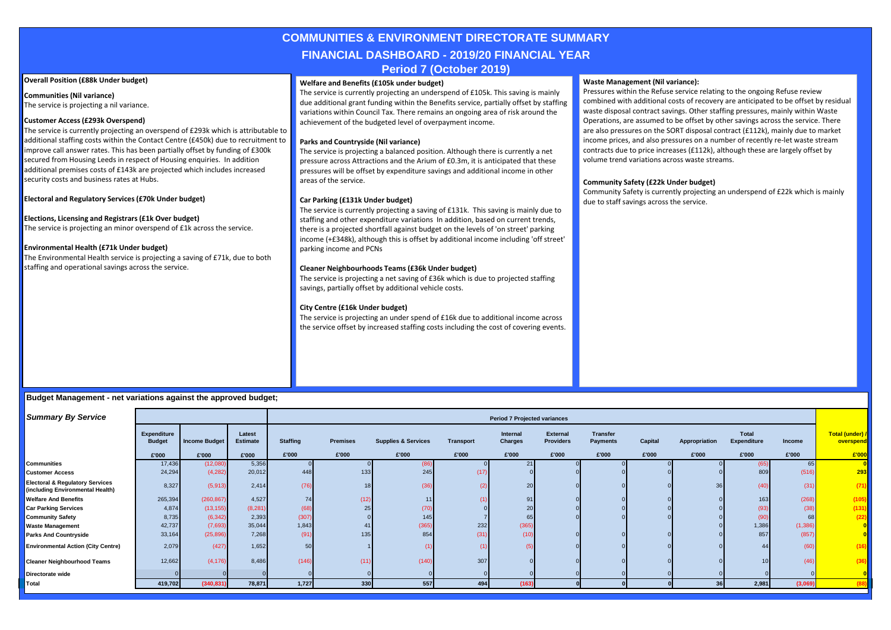# COMMUNITIES & ENVIRONMENT DIRECTORATE SUMMARY

## FINANCIAL DASHBOARD - 2019/20 FINANCIAL YEAR

## Period 7 (October 2019)

**Overall Position (£88k Under budget)**

**Communities (Nil variance)**
The service is projecting a nil variance.

**Customer Access (£293k Overspend)**
The service is currently projecting an overspend of £293k which is attributable to additional staffing costs within the Contact Centre (£450k) due to recruitment to improve call answer rates. This has been partially offset by funding of £300k secured from Housing Leeds in respect of Housing enquiries. In addition additional premises costs of £143k are projected which includes increased security costs and business rates at Hubs.

**Electoral and Regulatory Services (£70k Under budget)**

**Elections, Licensing and Registrars (£1k Over budget)**
The service is projecting an minor overspend of £1k across the service.

**Environmental Health (£71k Under budget)**
The Environmental Health service is projecting a saving of £71k, due to both staffing and operational savings across the service.

**Welfare and Benefits (£105k under budget)**
The service is currently projecting an underspend of £105k. This saving is mainly due additional grant funding within the Benefits service, partially offset by staffing variations within Council Tax. There remains an ongoing area of risk around the achievement of the budgeted level of overpayment income.

**Parks and Countryside (Nil variance)**
The service is projecting a balanced position. Although there is currently a net pressure across Attractions and the Arium of £0.3m, it is anticipated that these pressures will be offset by expenditure savings and additional income in other areas of the service.

**Car Parking (£131k Under budget)**
The service is currently projecting a saving of £131k. This saving is mainly due to staffing and other expenditure variations In addition, based on current trends, there is a projected shortfall against budget on the levels of 'on street' parking income (+£348k), although this is offset by additional income including 'off street' parking income and PCNs

**Cleaner Neighbourhoods Teams (£36k Under budget)**
The service is projecting a net saving of £36k which is due to projected staffing savings, partially offset by additional vehicle costs.

**City Centre (£16k Under budget)**
The service is projecting an under spend of £16k due to additional income across the service offset by increased staffing costs including the cost of covering events.

**Waste Management (Nil variance):**
Pressures within the Refuse service relating to the ongoing Refuse review combined with additional costs of recovery are anticipated to be offset by residual waste disposal contract savings. Other staffing pressures, mainly within Waste Operations, are assumed to be offset by other savings across the service. There are also pressures on the SORT disposal contract (£112k), mainly due to market income prices, and also pressures on a number of recently re-let waste stream contracts due to price increases (£112k), although these are largely offset by volume trend variations across waste streams.

**Community Safety (£22k Under budget)**
Community Safety is currently projecting an underspend of £22k which is mainly due to staff savings across the service.

### Budget Management - net variations against the approved budget;

| *Summary By Service* | | | | Period 7 Projected variances | | | | | | | | | | | |
|---|---|---|---|---|---|---|---|---|---|---|---|---|---|---|---|
| | Expenditure Budget | Income Budget | Latest Estimate | Staffing | Premises | Supplies & Services | Transport | Internal Charges | External Providers | Transfer Payments | Capital | Appropriation | Total Expenditure | Income | Total (under) / overspend |
| | £'000 | £'000 | £'000 | £'000 | £'000 | £'000 | £'000 | £'000 | £'000 | £'000 | £'000 | £'000 | £'000 | £'000 | £'000 |
| Communities | 17,436 | (12,080) | 5,356 | 0 | 0 | (86) | 0 | 21 | 0 | 0 | 0 | 0 | (65) | 65 | 0 |
| Customer Access | 24,294 | (4,282) | 20,012 | 448 | 133 | 245 | (17) | 0 | 0 | 0 | 0 | 0 | 809 | (516) | 293 |
| Electoral & Regulatory Services (including Environmental Health) | 8,327 | (5,913) | 2,414 | (76) | 18 | (36) | (2) | 20 | 0 | 0 | 0 | 36 | (40) | (31) | (71) |
| Welfare And Benefits | 265,394 | (260,867) | 4,527 | 74 | (12) | 11 | (1) | 91 | 0 | 0 | 0 | 0 | 163 | (268) | (105) |
| Car Parking Services | 4,874 | (13,155) | (8,281) | (68) | 25 | (70) | 0 | 20 | 0 | 0 | 0 | 0 | (93) | (38) | (131) |
| Community Safety | 8,735 | (6,342) | 2,393 | (307) | 0 | 145 | 7 | 65 | 0 | 0 | 0 | 0 | (90) | 68 | (22) |
| Waste Management | 42,737 | (7,693) | 35,044 | 1,843 | 41 | (365) | 232 | (365) | | | | 0 | 1,386 | (1,386) | 0 |
| Parks And Countryside | 33,164 | (25,896) | 7,268 | (91) | 135 | 854 | (31) | (10) | 0 | 0 | 0 | 0 | 857 | (857) | 0 |
| Environmental Action (City Centre) | 2,079 | (427) | 1,652 | 50 | 1 | (1) | (1) | (5) | 0 | 0 | 0 | 0 | 44 | (60) | (16) |
| Cleaner Neighbourhood Teams | 12,662 | (4,176) | 8,486 | (146) | (11) | (140) | 307 | 0 | 0 | 0 | 0 | 0 | 10 | (46) | (36) |
| Directorate wide | 0 | 0 | 0 | 0 | 0 | 0 | 0 | 0 | 0 | 0 | 0 | 0 | 0 | 0 | 0 |
| Total | 419,702 | (340,831) | 78,871 | 1,727 | 330 | 557 | 494 | (163) | 0 | 0 | 0 | 36 | 2,981 | (3,069) | (88) |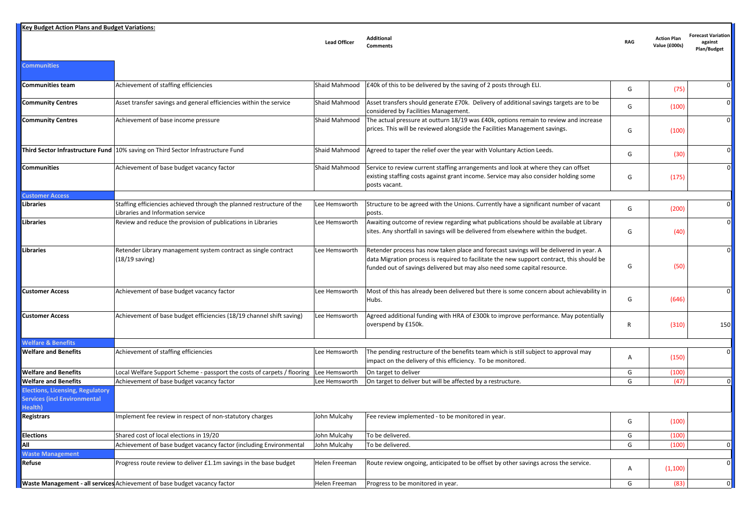**Key Budget Action Plans and Budget Variations:**

| | | Lead Officer | Additional Comments | RAG | Action Plan Value (£000s) | Forecast Variation against Plan/Budget |
|---|---|---|---|---|---|---|
| **Communities** | | | | | | |
| **Communities team** | Achievement of staffing efficiencies | Shaid Mahmood | £40k of this to be delivered by the saving of 2 posts through ELI. | G | (75) | 0 |
| **Community Centres** | Asset transfer savings and general efficiencies within the service | Shaid Mahmood | Asset transfers should generate £70k. Delivery of additional savings targets are to be considered by Facilities Management. | G | (100) | 0 |
| **Community Centres** | Achievement of base income pressure | Shaid Mahmood | The actual pressure at outturn 18/19 was £40k, options remain to review and increase prices. This will be reviewed alongside the Facilities Management savings. | G | (100) | 0 |
| **Third Sector Infrastructure Fund** | 10% saving on Third Sector Infrastructure Fund | Shaid Mahmood | Agreed to taper the relief over the year with Voluntary Action Leeds. | G | (30) | 0 |
| **Communities** | Achievement of base budget vacancy factor | Shaid Mahmood | Service to review current staffing arrangements and look at where they can offset existing staffing costs against grant income. Service may also consider holding some posts vacant. | G | (175) | 0 |
| **Customer Access** | | | | | | |
| **Libraries** | Staffing efficiencies achieved through the planned restructure of the Libraries and Information service | Lee Hemsworth | Structure to be agreed with the Unions. Currently have a significant number of vacant posts. | G | (200) | 0 |
| **Libraries** | Review and reduce the provision of publications in Libraries | Lee Hemsworth | Awaiting outcome of review regarding what publications should be available at Library sites. Any shortfall in savings will be delivered from elsewhere within the budget. | G | (40) | 0 |
| **Libraries** | Retender Library management system contract as single contract (18/19 saving) | Lee Hemsworth | Retender process has now taken place and forecast savings will be delivered in year. A data Migration process is required to facilitate the new support contract, this should be funded out of savings delivered but may also need some capital resource. | G | (50) | 0 |
| **Customer Access** | Achievement of base budget vacancy factor | Lee Hemsworth | Most of this has already been delivered but there is some concern about achievability in Hubs. | G | (646) | 0 |
| **Customer Access** | Achievement of base budget efficiencies (18/19 channel shift saving) | Lee Hemsworth | Agreed additional funding with HRA of £300k to improve performance. May potentially overspend by £150k. | R | (310) | 150 |
| **Welfare & Benefits** | | | | | | |
| **Welfare and Benefits** | Achievement of staffing efficiencies | Lee Hemsworth | The pending restructure of the benefits team which is still subject to approval may impact on the delivery of this efficiency. To be monitored. | A | (150) | 0 |
| **Welfare and Benefits** | Local Welfare Support Scheme - passport the costs of carpets / flooring | Lee Hemsworth | On target to deliver | G | (100) | |
| **Welfare and Benefits** | Achievement of base budget vacancy factor | Lee Hemsworth | On target to deliver but will be affected by a restructure. | G | (47) | 0 |
| **Elections, Licensing, Regulatory Services (incl Environmental Health)** | | | | | | |
| **Registrars** | Implement fee review in respect of non-statutory charges | John Mulcahy | Fee review implemented - to be monitored in year. | G | (100) | |
| **Elections** | Shared cost of local elections in 19/20 | John Mulcahy | To be delivered. | G | (100) | |
| **All** | Achievement of base budget vacancy factor (including Environmental | John Mulcahy | To be delivered. | G | (100) | 0 |
| **Waste Management** | | | | | | |
| **Refuse** | Progress route review to deliver £1.1m savings in the base budget | Helen Freeman | Route review ongoing, anticipated to be offset by other savings across the service. | A | (1,100) | 0 |
| **Waste Management - all services** | Achievement of base budget vacancy factor | Helen Freeman | Progress to be monitored in year. | G | (83) | 0 |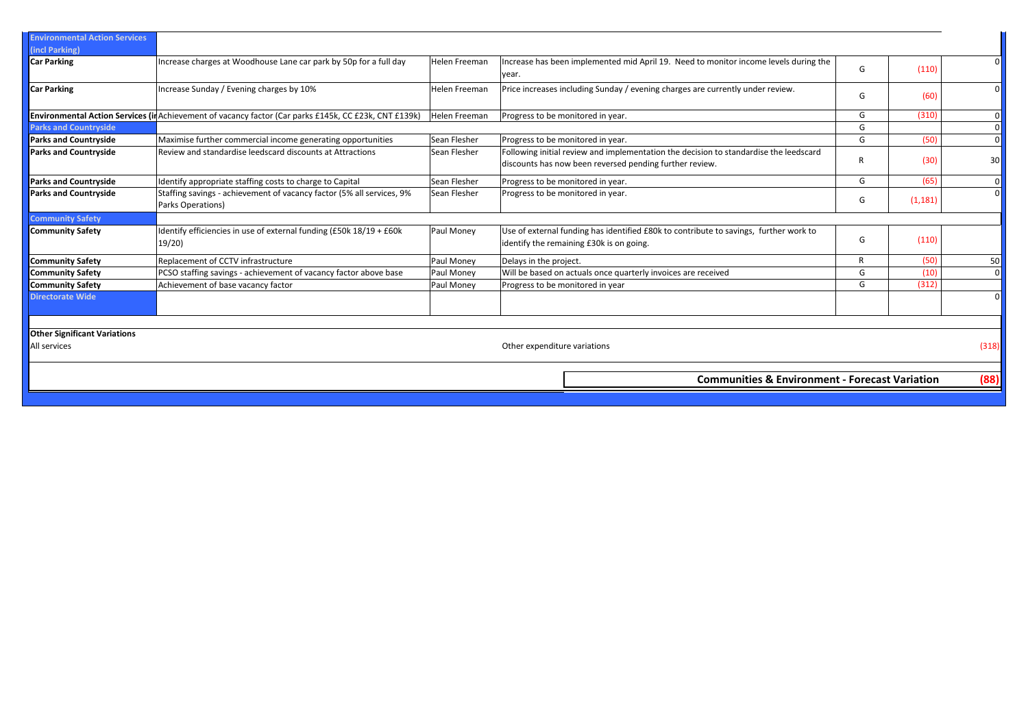| | | | | | | |
|---|---|---|---|---|---|---|
| **Environmental Action Services (incl Parking)** | | | | | | |
| **Car Parking** | Increase charges at Woodhouse Lane car park by 50p for a full day | Helen Freeman | Increase has been implemented mid April 19. Need to monitor income levels during the year. | G | (110) | 0 |
| **Car Parking** | Increase Sunday / Evening charges by 10% | Helen Freeman | Price increases including Sunday / evening charges are currently under review. | G | (60) | 0 |
| **Environmental Action Services (in** | Achievement of vacancy factor (Car parks £145k, CC £23k, CNT £139k) | Helen Freeman | Progress to be monitored in year. | G | (310) | 0 |
| **Parks and Countryside** | | | | G | | 0 |
| **Parks and Countryside** | Maximise further commercial income generating opportunities | Sean Flesher | Progress to be monitored in year. | G | (50) | 0 |
| **Parks and Countryside** | Review and standardise leedscard discounts at Attractions | Sean Flesher | Following initial review and implementation the decision to standardise the leedscard discounts has now been reversed pending further review. | R | (30) | 30 |
| **Parks and Countryside** | Identify appropriate staffing costs to charge to Capital | Sean Flesher | Progress to be monitored in year. | G | (65) | 0 |
| **Parks and Countryside** | Staffing savings - achievement of vacancy factor (5% all services, 9% Parks Operations) | Sean Flesher | Progress to be monitored in year. | G | (1,181) | 0 |
| **Community Safety** | | | | | | |
| **Community Safety** | Identify efficiencies in use of external funding (£50k 18/19 + £60k 19/20) | Paul Money | Use of external funding has identified £80k to contribute to savings, further work to identify the remaining £30k is on going. | G | (110) | |
| **Community Safety** | Replacement of CCTV infrastructure | Paul Money | Delays in the project. | R | (50) | 50 |
| **Community Safety** | PCSO staffing savings - achievement of vacancy factor above base | Paul Money | Will be based on actuals once quarterly invoices are received | G | (10) | 0 |
| **Community Safety** | Achievement of base vacancy factor | Paul Money | Progress to be monitored in year | G | (312) | |
| **Directorate Wide** | | | | | | 0 |
| **Other Significant Variations** | | | | | | |
| All services | | | Other expenditure variations | | | (318) |
| | | | **Communities & Environment - Forecast Variation** | | | **(88)** |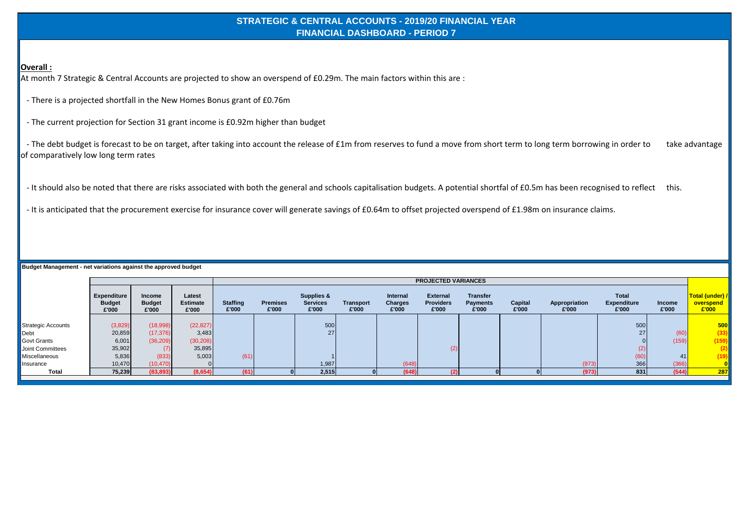# STRATEGIC & CENTRAL ACCOUNTS - 2019/20 FINANCIAL YEAR
## FINANCIAL DASHBOARD - PERIOD 7

**Overall :**

At month 7 Strategic & Central Accounts are projected to show an overspend of £0.29m. The main factors within this are :

- There is a projected shortfall in the New Homes Bonus grant of £0.76m
- The current projection for Section 31 grant income is £0.92m higher than budget
- The debt budget is forecast to be on target, after taking into account the release of £1m from reserves to fund a move from short term to long term borrowing in order to take advantage of comparatively low long term rates
- It should also be noted that there are risks associated with both the general and schools capitalisation budgets. A potential shortfal of £0.5m has been recognised to reflect this.
- It is anticipated that the procurement exercise for insurance cover will generate savings of £0.64m to offset projected overspend of £1.98m on insurance claims.

**Budget Management - net variations against the approved budget**

| | | | | PROJECTED VARIANCES | | | | | | | | | | | |
|---|---|---|---|---|---|---|---|---|---|---|---|---|---|---|---|
| | Expenditure Budget £'000 | Income Budget £'000 | Latest Estimate £'000 | Staffing £'000 | Premises £'000 | Supplies & Services £'000 | Transport £'000 | Internal Charges £'000 | External Providers £'000 | Transfer Payments £'000 | Capital £'000 | Appropriation £'000 | Total Expenditure £'000 | Income £'000 | Total (under) / overspend £'000 |
| Strategic Accounts | (3,829) | (18,998) | (22,827) | | | 500 | | | | | | | 500 | | 500 |
| Debt | 20,859 | (17,376) | 3,483 | | | 27 | | | | | | | 27 | (60) | (33) |
| Govt Grants | 6,001 | (36,209) | (30,208) | | | | | | | | | | 0 | (159) | (159) |
| Joint Committees | 35,902 | (7) | 35,895 | | | | | | (2) | | | | (2) | | (2) |
| Miscellaneous | 5,836 | (833) | 5,003 | (61) | | 1 | | | | | | | (60) | 41 | (19) |
| Insurance | 10,470 | (10,470) | 0 | | | 1,987 | | (648) | | | | (973) | 366 | (366) | 0 |
| **Total** | **75,239** | **(83,893)** | **(8,654)** | **(61)** | **0** | **2,515** | **0** | **(648)** | **(2)** | **0** | **0** | **(973)** | **831** | **(544)** | **287** |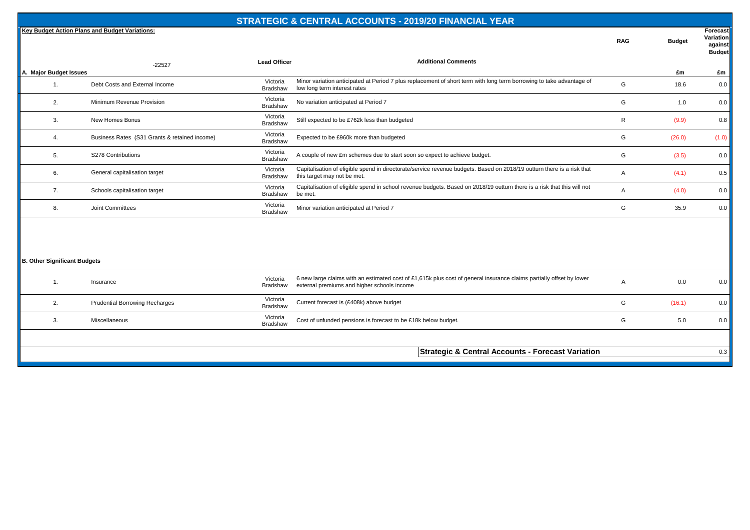# STRATEGIC & CENTRAL ACCOUNTS - 2019/20 FINANCIAL YEAR

**Key Budget Action Plans and Budget Variations:**

-22527

| | | Lead Officer | Additional Comments | RAG | Budget | Forecast Variation against Budget |
|---|---|---|---|---|---|---|
| **A. Major Budget Issues** | | | | | £m | £m |
| 1. | Debt Costs and External Income | Victoria Bradshaw | Minor variation anticipated at Period 7 plus replacement of short term with long term borrowing to take advantage of low long term interest rates | G | 18.6 | 0.0 |
| 2. | Minimum Revenue Provision | Victoria Bradshaw | No variation anticipated at Period 7 | G | 1.0 | 0.0 |
| 3. | New Homes Bonus | Victoria Bradshaw | Still expected to be £762k less than budgeted | R | (9.9) | 0.8 |
| 4. | Business Rates (S31 Grants & retained income) | Victoria Bradshaw | Expected to be £960k more than budgeted | G | (26.0) | (1.0) |
| 5. | S278 Contributions | Victoria Bradshaw | A couple of new £m schemes due to start soon so expect to achieve budget. | G | (3.5) | 0.0 |
| 6. | General capitalisation target | Victoria Bradshaw | Capitalisation of eligible spend in directorate/service revenue budgets. Based on 2018/19 outturn there is a risk that this target may not be met. | A | (4.1) | 0.5 |
| 7. | Schools capitalisation target | Victoria Bradshaw | Capitalisation of eligible spend in school revenue budgets. Based on 2018/19 outturn there is a risk that this will not be met. | A | (4.0) | 0.0 |
| 8. | Joint Committees | Victoria Bradshaw | Minor variation anticipated at Period 7 | G | 35.9 | 0.0 |
| **B. Other Significant Budgets** | | | | | | |
| 1. | Insurance | Victoria Bradshaw | 6 new large claims with an estimated cost of £1,615k plus cost of general insurance claims partially offset by lower external premiums and higher schools income | A | 0.0 | 0.0 |
| 2. | Prudential Borrowing Recharges | Victoria Bradshaw | Current forecast is (£408k) above budget | G | (16.1) | 0.0 |
| 3. | Miscellaneous | Victoria Bradshaw | Cost of unfunded pensions is forecast to be £18k below budget. | G | 5.0 | 0.0 |
| | | | **Strategic & Central Accounts - Forecast Variation** | | | 0.3 |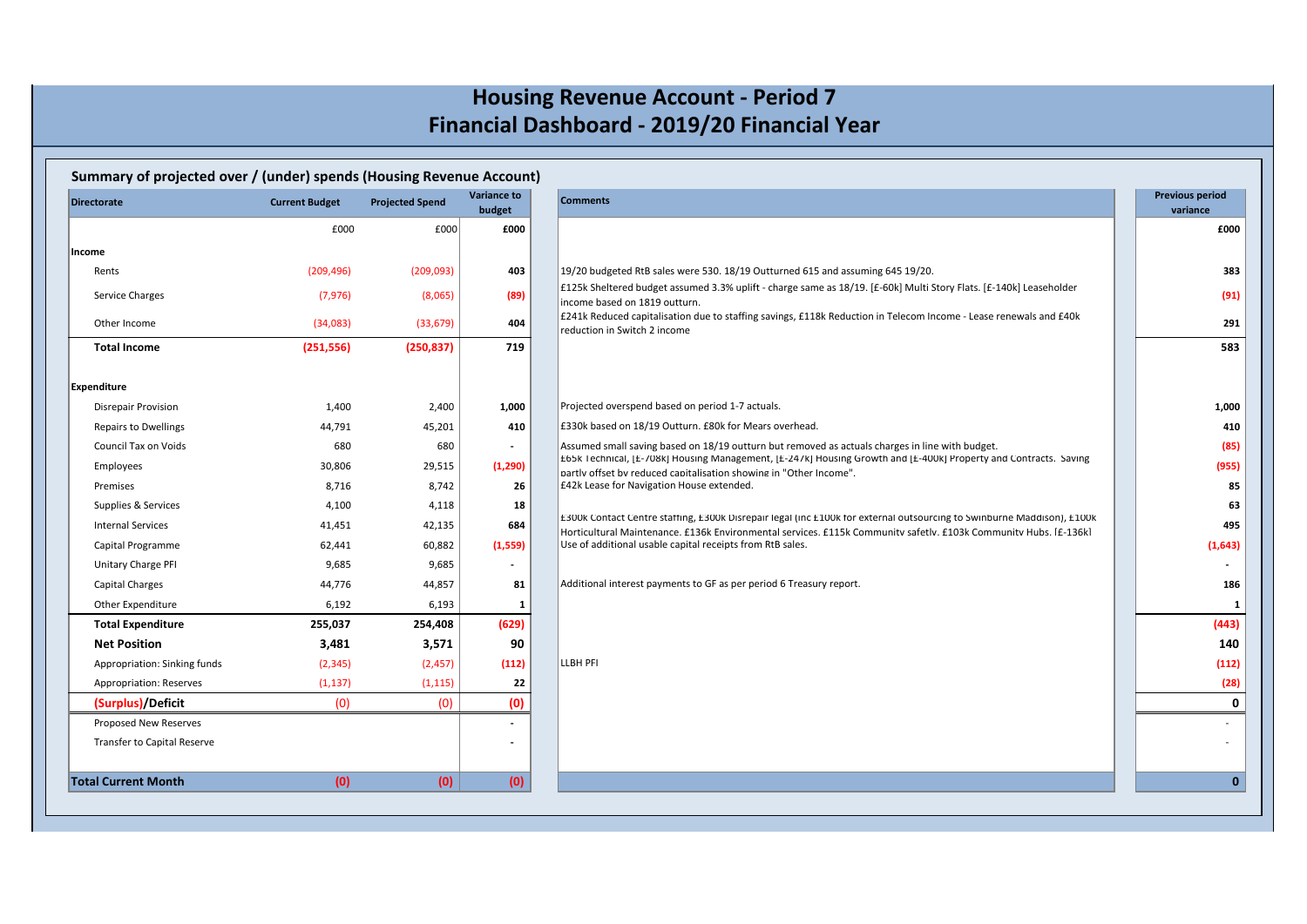# Housing Revenue Account - Period 7
# Financial Dashboard - 2019/20 Financial Year

## Summary of projected over / (under) spends (Housing Revenue Account)

| Directorate | Current Budget | Projected Spend | Variance to budget | Comments | Previous period variance |
|---|---|---|---|---|---|
| | £000 | £000 | £000 | | £000 |
| **Income** | | | | | |
| Rents | (209,496) | (209,093) | 403 | 19/20 budgeted RtB sales were 530. 18/19 Outturned 615 and assuming 645 19/20. | 383 |
| Service Charges | (7,976) | (8,065) | (89) | £125k Sheltered budget assumed 3.3% uplift - charge same as 18/19. [£-60k] Multi Story Flats. [£-140k] Leaseholder income based on 1819 outturn. | (91) |
| Other Income | (34,083) | (33,679) | 404 | £241k Reduced capitalisation due to staffing savings, £118k Reduction in Telecom Income - Lease renewals and £40k reduction in Switch 2 income | 291 |
| **Total Income** | **(251,556)** | **(250,837)** | **719** | | **583** |
| **Expenditure** | | | | | |
| Disrepair Provision | 1,400 | 2,400 | 1,000 | Projected overspend based on period 1-7 actuals. | 1,000 |
| Repairs to Dwellings | 44,791 | 45,201 | 410 | £330k based on 18/19 Outturn. £80k for Mears overhead. | 410 |
| Council Tax on Voids | 680 | 680 | - | Assumed small saving based on 18/19 outturn but removed as actuals charges in line with budget. | (85) |
| Employees | 30,806 | 29,515 | (1,290) | £65k Technical, [£-708k] Housing Management, [£-247k] Housing Growth and [£-400k] Property and Contracts. Saving partly offset by reduced capitalisation showing in "Other Income". | (955) |
| Premises | 8,716 | 8,742 | 26 | £42k Lease for Navigation House extended. | 85 |
| Supplies & Services | 4,100 | 4,118 | 18 | | 63 |
| Internal Services | 41,451 | 42,135 | 684 | £300k Contact Centre staffing, £300k Disrepair legal (inc £100k for external outsourcing to Swinburne Maddison), £100k Horticultural Maintenance. £136k Environmental services. £115k Community safetly. £103k Community Hubs. [£-136k] | 495 |
| Capital Programme | 62,441 | 60,882 | (1,559) | Use of additional usable capital receipts from RtB sales. | (1,643) |
| Unitary Charge PFI | 9,685 | 9,685 | - | | - |
| Capital Charges | 44,776 | 44,857 | 81 | Additional interest payments to GF as per period 6 Treasury report. | 186 |
| Other Expenditure | 6,192 | 6,193 | 1 | | 1 |
| **Total Expenditure** | **255,037** | **254,408** | **(629)** | | **(443)** |
| **Net Position** | **3,481** | **3,571** | **90** | | **140** |
| Appropriation: Sinking funds | (2,345) | (2,457) | (112) | LLBH PFI | (112) |
| Appropriation: Reserves | (1,137) | (1,115) | 22 | | (28) |
| **(Surplus)/Deficit** | (0) | (0) | **(0)** | | **0** |
| Proposed New Reserves | | | - | | - |
| Transfer to Capital Reserve | | | - | | - |
| **Total Current Month** | **(0)** | **(0)** | **(0)** | | **0** |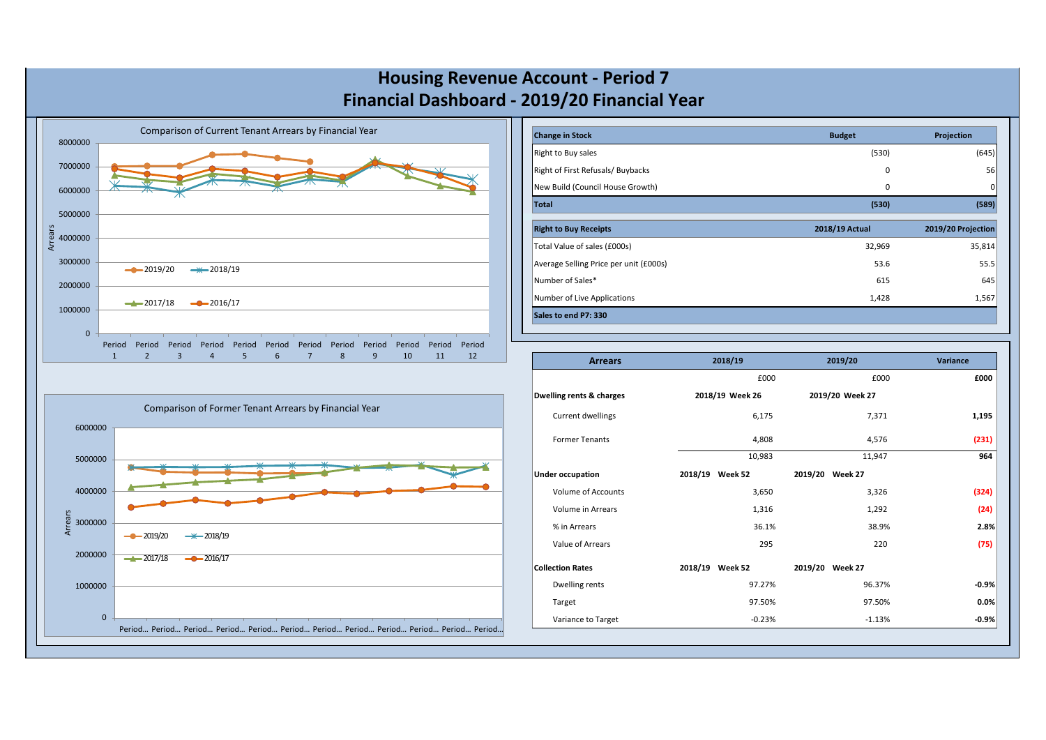# Housing Revenue Account - Period 7
# Financial Dashboard - 2019/20 Financial Year

**Comparison of Current Tenant Arrears by Financial Year**

Arrears: 0 – 8000000; Period 1 – Period 12; Series: 2019/20, 2018/19, 2017/18, 2016/17

**Comparison of Former Tenant Arrears by Financial Year**

Arrears: 0 – 6000000; Period… ; Series: 2019/20, 2018/19, 2017/18, 2016/17

| Change in Stock | Budget | Projection |
|---|---|---|
| Right to Buy sales | (530) | (645) |
| Right of First Refusals/ Buybacks | 0 | 56 |
| New Build (Council House Growth) | 0 | 0 |
| **Total** | **(530)** | **(589)** |

| Right to Buy Receipts | 2018/19 Actual | 2019/20 Projection |
|---|---|---|
| Total Value of sales (£000s) | 32,969 | 35,814 |
| Average Selling Price per unit (£000s) | 53.6 | 55.5 |
| Number of Sales* | 615 | 645 |
| Number of Live Applications | 1,428 | 1,567 |
| **Sales to end P7: 330** | | |

| Arrears | 2018/19 | 2019/20 | Variance |
|---|---|---|---|
| | £000 | £000 | **£000** |
| **Dwelling rents & charges** | **2018/19 Week 26** | **2019/20 Week 27** | |
| Current dwellings | 6,175 | 7,371 | **1,195** |
| Former Tenants | 4,808 | 4,576 | **(231)** |
| | 10,983 | 11,947 | **964** |
| **Under occupation** | **2018/19 Week 52** | **2019/20 Week 27** | |
| Volume of Accounts | 3,650 | 3,326 | **(324)** |
| Volume in Arrears | 1,316 | 1,292 | **(24)** |
| % in Arrears | 36.1% | 38.9% | **2.8%** |
| Value of Arrears | 295 | 220 | **(75)** |
| **Collection Rates** | **2018/19 Week 52** | **2019/20 Week 27** | |
| Dwelling rents | 97.27% | 96.37% | **-0.9%** |
| Target | 97.50% | 97.50% | **0.0%** |
| Variance to Target | -0.23% | -1.13% | **-0.9%** |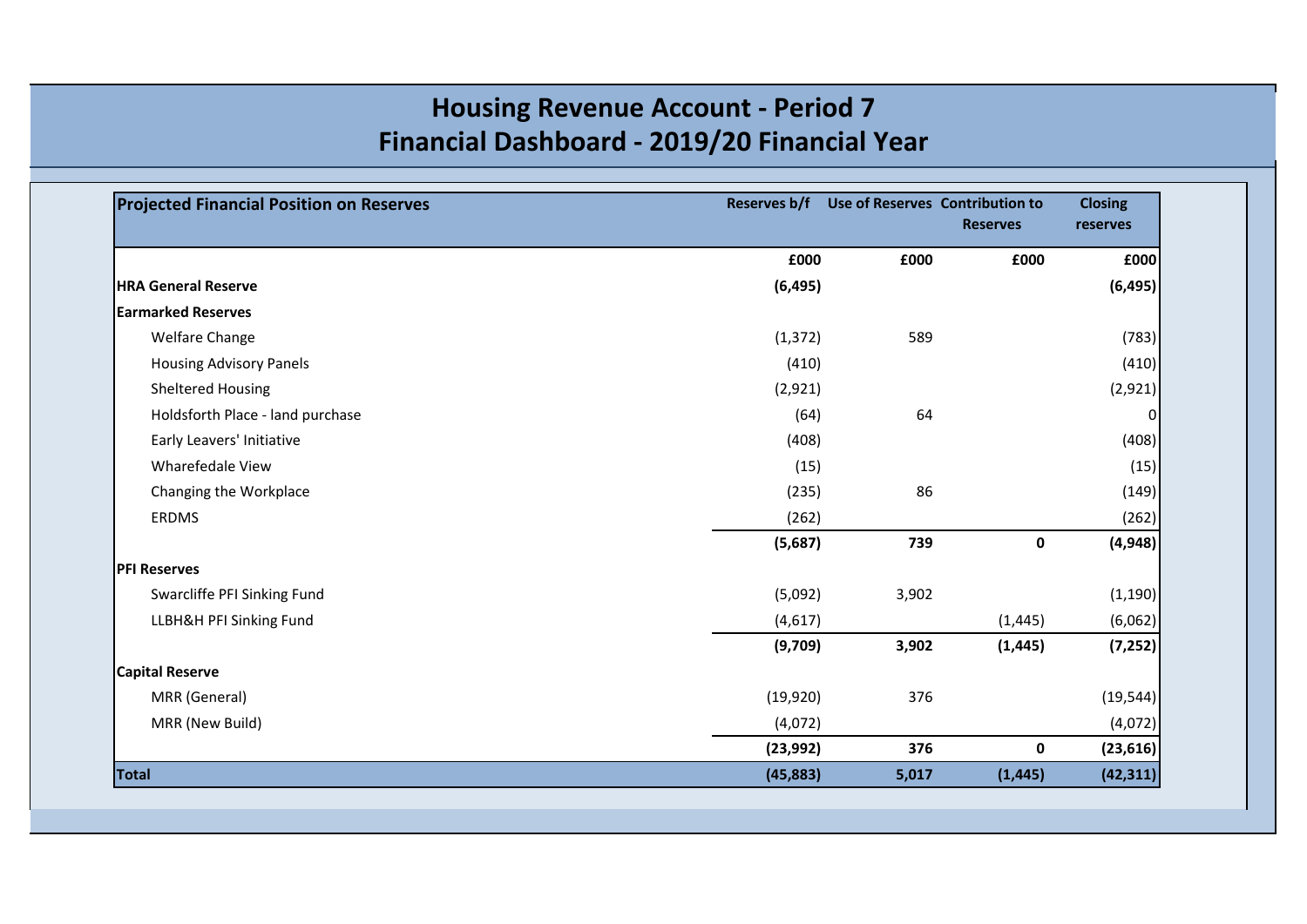# Housing Revenue Account - Period 7
# Financial Dashboard - 2019/20 Financial Year

| Projected Financial Position on Reserves | Reserves b/f | Use of Reserves | Contribution to Reserves | Closing reserves |
|---|---|---|---|---|
| | £000 | £000 | £000 | £000 |
| **HRA General Reserve** | **(6,495)** | | | **(6,495)** |
| **Earmarked Reserves** | | | | |
| Welfare Change | (1,372) | 589 | | (783) |
| Housing Advisory Panels | (410) | | | (410) |
| Sheltered Housing | (2,921) | | | (2,921) |
| Holdsforth Place - land purchase | (64) | 64 | | 0 |
| Early Leavers' Initiative | (408) | | | (408) |
| Wharefedale View | (15) | | | (15) |
| Changing the Workplace | (235) | 86 | | (149) |
| ERDMS | (262) | | | (262) |
| | **(5,687)** | **739** | **0** | **(4,948)** |
| **PFI Reserves** | | | | |
| Swarcliffe PFI Sinking Fund | (5,092) | 3,902 | | (1,190) |
| LLBH&H PFI Sinking Fund | (4,617) | | (1,445) | (6,062) |
| | **(9,709)** | **3,902** | **(1,445)** | **(7,252)** |
| **Capital Reserve** | | | | |
| MRR (General) | (19,920) | 376 | | (19,544) |
| MRR (New Build) | (4,072) | | | (4,072) |
| | **(23,992)** | **376** | **0** | **(23,616)** |
| **Total** | **(45,883)** | **5,017** | **(1,445)** | **(42,311)** |